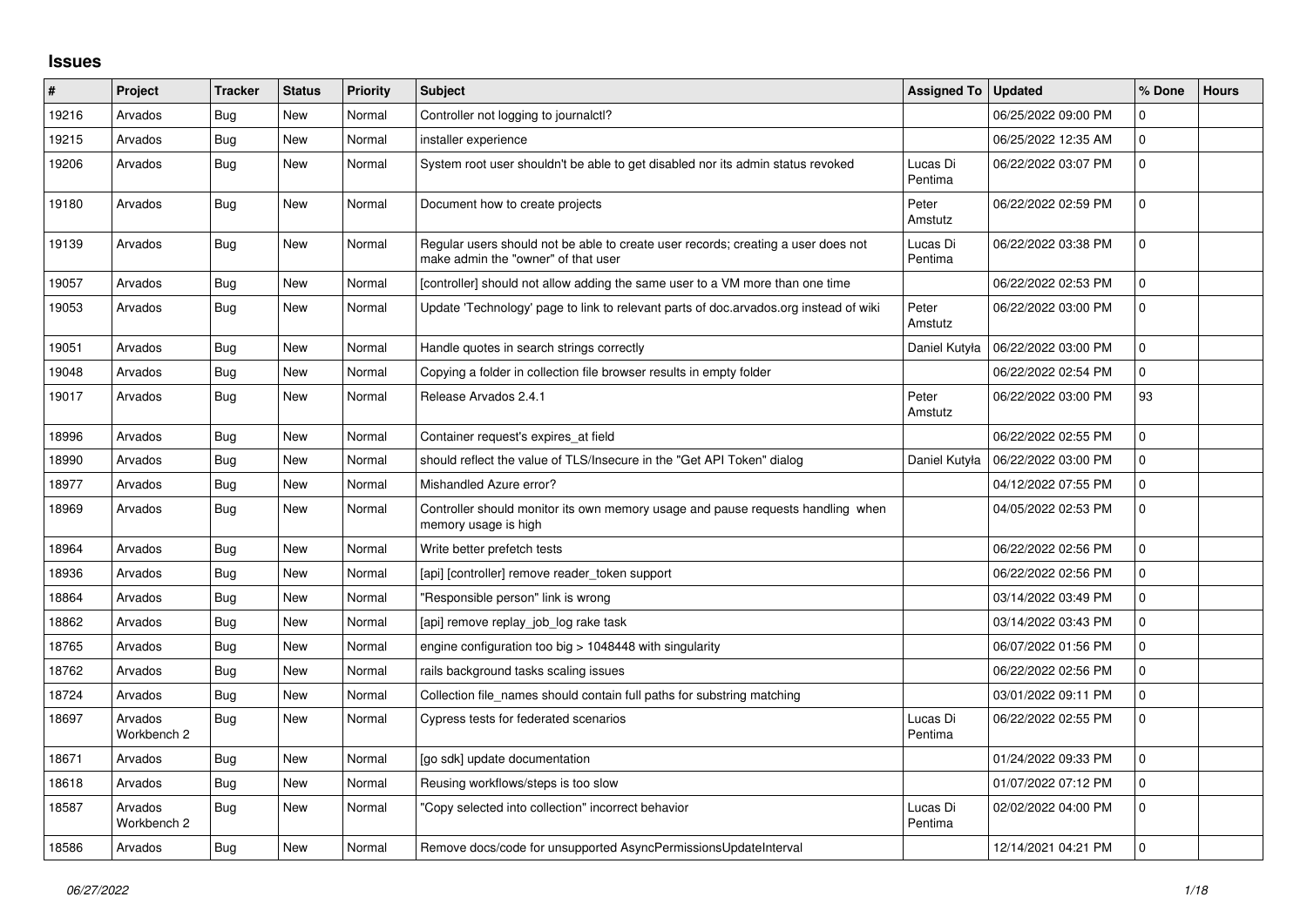# Issues

| # | Project | Tracker | Status | Priority | Subject | Assigned To | Updated | % Done | Hours |
|---|---|---|---|---|---|---|---|---|---|
| 19216 | Arvados | Bug | New | Normal | Controller not logging to journalctl? | | 06/25/2022 09:00 PM | 0 | |
| 19215 | Arvados | Bug | New | Normal | installer experience | | 06/25/2022 12:35 AM | 0 | |
| 19206 | Arvados | Bug | New | Normal | System root user shouldn't be able to get disabled nor its admin status revoked | Lucas Di Pentima | 06/22/2022 03:07 PM | 0 | |
| 19180 | Arvados | Bug | New | Normal | Document how to create projects | Peter Amstutz | 06/22/2022 02:59 PM | 0 | |
| 19139 | Arvados | Bug | New | Normal | Regular users should not be able to create user records; creating a user does not make admin the "owner" of that user | Lucas Di Pentima | 06/22/2022 03:38 PM | 0 | |
| 19057 | Arvados | Bug | New | Normal | [controller] should not allow adding the same user to a VM more than one time | | 06/22/2022 02:53 PM | 0 | |
| 19053 | Arvados | Bug | New | Normal | Update 'Technology' page to link to relevant parts of doc.arvados.org instead of wiki | Peter Amstutz | 06/22/2022 03:00 PM | 0 | |
| 19051 | Arvados | Bug | New | Normal | Handle quotes in search strings correctly | Daniel Kutyła | 06/22/2022 03:00 PM | 0 | |
| 19048 | Arvados | Bug | New | Normal | Copying a folder in collection file browser results in empty folder | | 06/22/2022 02:54 PM | 0 | |
| 19017 | Arvados | Bug | New | Normal | Release Arvados 2.4.1 | Peter Amstutz | 06/22/2022 03:00 PM | 93 | |
| 18996 | Arvados | Bug | New | Normal | Container request's expires_at field | | 06/22/2022 02:55 PM | 0 | |
| 18990 | Arvados | Bug | New | Normal | should reflect the value of TLS/Insecure in the "Get API Token" dialog | Daniel Kutyła | 06/22/2022 03:00 PM | 0 | |
| 18977 | Arvados | Bug | New | Normal | Mishandled Azure error? | | 04/12/2022 07:55 PM | 0 | |
| 18969 | Arvados | Bug | New | Normal | Controller should monitor its own memory usage and pause requests handling when memory usage is high | | 04/05/2022 02:53 PM | 0 | |
| 18964 | Arvados | Bug | New | Normal | Write better prefetch tests | | 06/22/2022 02:56 PM | 0 | |
| 18936 | Arvados | Bug | New | Normal | [api] [controller] remove reader_token support | | 06/22/2022 02:56 PM | 0 | |
| 18864 | Arvados | Bug | New | Normal | "Responsible person" link is wrong | | 03/14/2022 03:49 PM | 0 | |
| 18862 | Arvados | Bug | New | Normal | [api] remove replay_job_log rake task | | 03/14/2022 03:43 PM | 0 | |
| 18765 | Arvados | Bug | New | Normal | engine configuration too big > 1048448 with singularity | | 06/07/2022 01:56 PM | 0 | |
| 18762 | Arvados | Bug | New | Normal | rails background tasks scaling issues | | 06/22/2022 02:56 PM | 0 | |
| 18724 | Arvados | Bug | New | Normal | Collection file_names should contain full paths for substring matching | | 03/01/2022 09:11 PM | 0 | |
| 18697 | Arvados Workbench 2 | Bug | New | Normal | Cypress tests for federated scenarios | Lucas Di Pentima | 06/22/2022 02:55 PM | 0 | |
| 18671 | Arvados | Bug | New | Normal | [go sdk] update documentation | | 01/24/2022 09:33 PM | 0 | |
| 18618 | Arvados | Bug | New | Normal | Reusing workflows/steps is too slow | | 01/07/2022 07:12 PM | 0 | |
| 18587 | Arvados Workbench 2 | Bug | New | Normal | "Copy selected into collection" incorrect behavior | Lucas Di Pentima | 02/02/2022 04:00 PM | 0 | |
| 18586 | Arvados | Bug | New | Normal | Remove docs/code for unsupported AsyncPermissionsUpdateInterval | | 12/14/2021 04:21 PM | 0 | |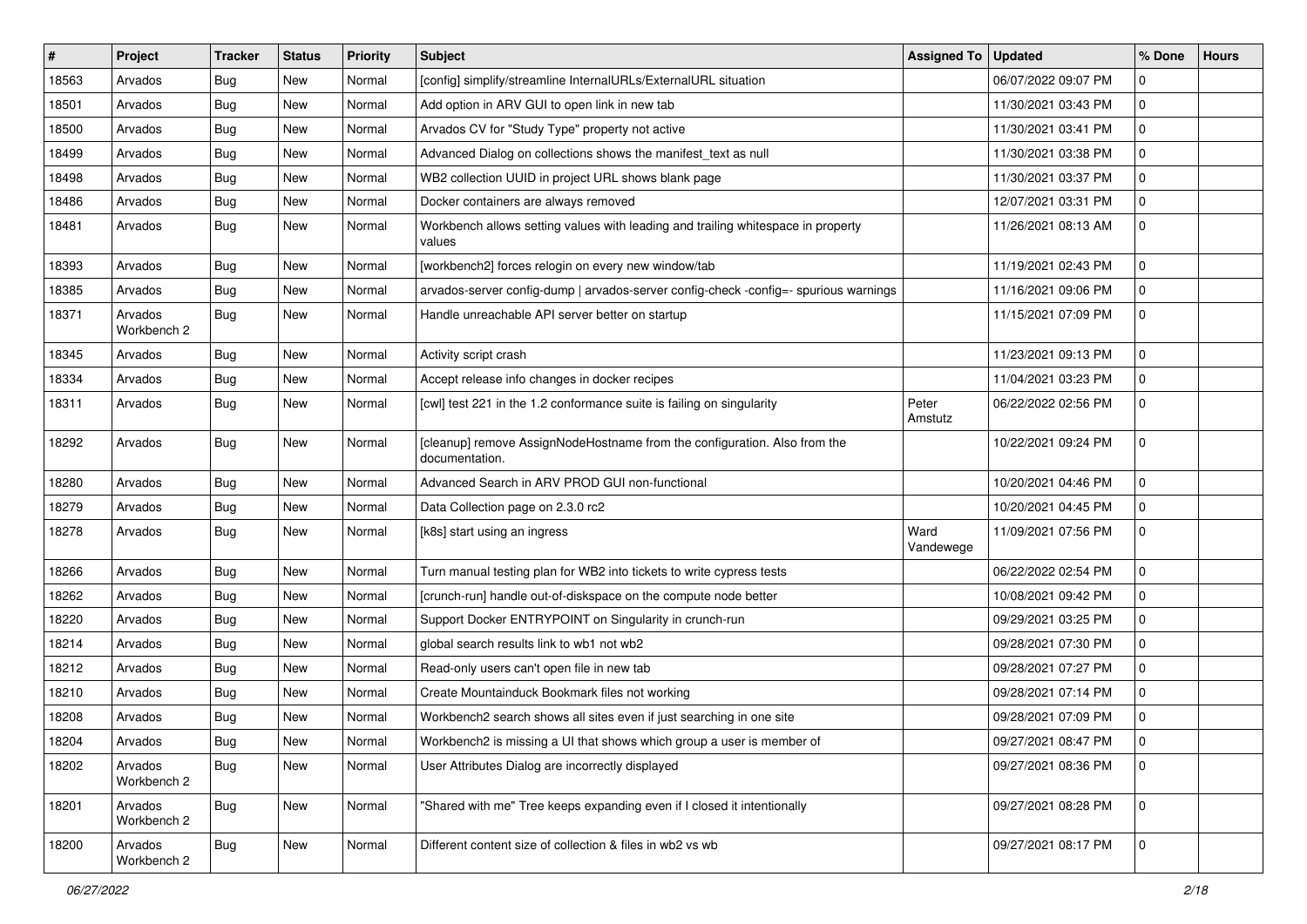| # | Project | Tracker | Status | Priority | Subject | Assigned To | Updated | % Done | Hours |
|---|---|---|---|---|---|---|---|---|---|
| 18563 | Arvados | Bug | New | Normal | [config] simplify/streamline InternalURLs/ExternalURL situation | | 06/07/2022 09:07 PM | 0 | |
| 18501 | Arvados | Bug | New | Normal | Add option in ARV GUI to open link in new tab | | 11/30/2021 03:43 PM | 0 | |
| 18500 | Arvados | Bug | New | Normal | Arvados CV for "Study Type" property not active | | 11/30/2021 03:41 PM | 0 | |
| 18499 | Arvados | Bug | New | Normal | Advanced Dialog on collections shows the manifest_text as null | | 11/30/2021 03:38 PM | 0 | |
| 18498 | Arvados | Bug | New | Normal | WB2 collection UUID in project URL shows blank page | | 11/30/2021 03:37 PM | 0 | |
| 18486 | Arvados | Bug | New | Normal | Docker containers are always removed | | 12/07/2021 03:31 PM | 0 | |
| 18481 | Arvados | Bug | New | Normal | Workbench allows setting values with leading and trailing whitespace in property values | | 11/26/2021 08:13 AM | 0 | |
| 18393 | Arvados | Bug | New | Normal | [workbench2] forces relogin on every new window/tab | | 11/19/2021 02:43 PM | 0 | |
| 18385 | Arvados | Bug | New | Normal | arvados-server config-dump \| arvados-server config-check -config=- spurious warnings | | 11/16/2021 09:06 PM | 0 | |
| 18371 | Arvados Workbench 2 | Bug | New | Normal | Handle unreachable API server better on startup | | 11/15/2021 07:09 PM | 0 | |
| 18345 | Arvados | Bug | New | Normal | Activity script crash | | 11/23/2021 09:13 PM | 0 | |
| 18334 | Arvados | Bug | New | Normal | Accept release info changes in docker recipes | | 11/04/2021 03:23 PM | 0 | |
| 18311 | Arvados | Bug | New | Normal | [cwl] test 221 in the 1.2 conformance suite is failing on singularity | Peter Amstutz | 06/22/2022 02:56 PM | 0 | |
| 18292 | Arvados | Bug | New | Normal | [cleanup] remove AssignNodeHostname from the configuration. Also from the documentation. | | 10/22/2021 09:24 PM | 0 | |
| 18280 | Arvados | Bug | New | Normal | Advanced Search in ARV PROD GUI non-functional | | 10/20/2021 04:46 PM | 0 | |
| 18279 | Arvados | Bug | New | Normal | Data Collection page on 2.3.0 rc2 | | 10/20/2021 04:45 PM | 0 | |
| 18278 | Arvados | Bug | New | Normal | [k8s] start using an ingress | Ward Vandewege | 11/09/2021 07:56 PM | 0 | |
| 18266 | Arvados | Bug | New | Normal | Turn manual testing plan for WB2 into tickets to write cypress tests | | 06/22/2022 02:54 PM | 0 | |
| 18262 | Arvados | Bug | New | Normal | [crunch-run] handle out-of-diskspace on the compute node better | | 10/08/2021 09:42 PM | 0 | |
| 18220 | Arvados | Bug | New | Normal | Support Docker ENTRYPOINT on Singularity in crunch-run | | 09/29/2021 03:25 PM | 0 | |
| 18214 | Arvados | Bug | New | Normal | global search results link to wb1 not wb2 | | 09/28/2021 07:30 PM | 0 | |
| 18212 | Arvados | Bug | New | Normal | Read-only users can't open file in new tab | | 09/28/2021 07:27 PM | 0 | |
| 18210 | Arvados | Bug | New | Normal | Create Mountainduck Bookmark files not working | | 09/28/2021 07:14 PM | 0 | |
| 18208 | Arvados | Bug | New | Normal | Workbench2 search shows all sites even if just searching in one site | | 09/28/2021 07:09 PM | 0 | |
| 18204 | Arvados | Bug | New | Normal | Workbench2 is missing a UI that shows which group a user is member of | | 09/27/2021 08:47 PM | 0 | |
| 18202 | Arvados Workbench 2 | Bug | New | Normal | User Attributes Dialog are incorrectly displayed | | 09/27/2021 08:36 PM | 0 | |
| 18201 | Arvados Workbench 2 | Bug | New | Normal | "Shared with me" Tree keeps expanding even if I closed it intentionally | | 09/27/2021 08:28 PM | 0 | |
| 18200 | Arvados Workbench 2 | Bug | New | Normal | Different content size of collection & files in wb2 vs wb | | 09/27/2021 08:17 PM | 0 | |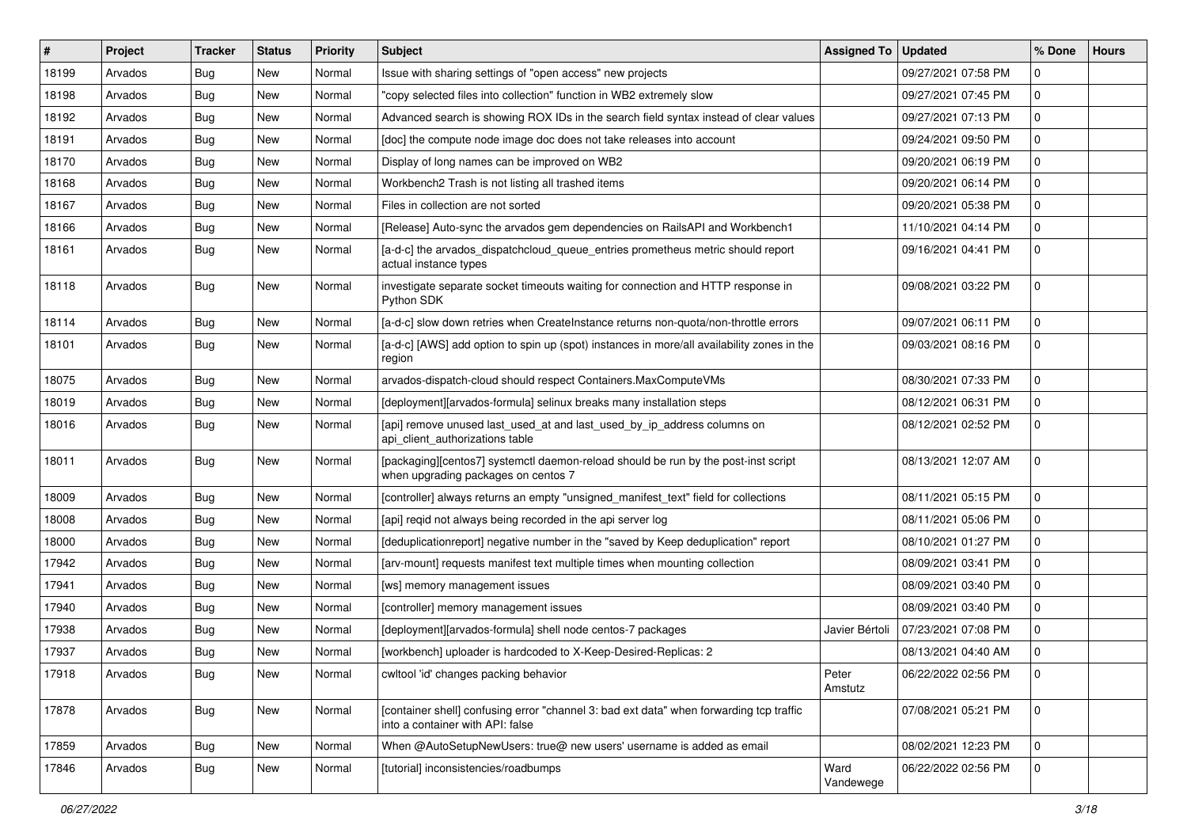| # | Project | Tracker | Status | Priority | Subject | Assigned To | Updated | % Done | Hours |
|---|---|---|---|---|---|---|---|---|---|
| 18199 | Arvados | Bug | New | Normal | Issue with sharing settings of "open access" new projects | | 09/27/2021 07:58 PM | 0 | |
| 18198 | Arvados | Bug | New | Normal | "copy selected files into collection" function in WB2 extremely slow | | 09/27/2021 07:45 PM | 0 | |
| 18192 | Arvados | Bug | New | Normal | Advanced search is showing ROX IDs in the search field syntax instead of clear values | | 09/27/2021 07:13 PM | 0 | |
| 18191 | Arvados | Bug | New | Normal | [doc] the compute node image doc does not take releases into account | | 09/24/2021 09:50 PM | 0 | |
| 18170 | Arvados | Bug | New | Normal | Display of long names can be improved on WB2 | | 09/20/2021 06:19 PM | 0 | |
| 18168 | Arvados | Bug | New | Normal | Workbench2 Trash is not listing all trashed items | | 09/20/2021 06:14 PM | 0 | |
| 18167 | Arvados | Bug | New | Normal | Files in collection are not sorted | | 09/20/2021 05:38 PM | 0 | |
| 18166 | Arvados | Bug | New | Normal | [Release] Auto-sync the arvados gem dependencies on RailsAPI and Workbench1 | | 11/10/2021 04:14 PM | 0 | |
| 18161 | Arvados | Bug | New | Normal | [a-d-c] the arvados_dispatchcloud_queue_entries prometheus metric should report actual instance types | | 09/16/2021 04:41 PM | 0 | |
| 18118 | Arvados | Bug | New | Normal | investigate separate socket timeouts waiting for connection and HTTP response in Python SDK | | 09/08/2021 03:22 PM | 0 | |
| 18114 | Arvados | Bug | New | Normal | [a-d-c] slow down retries when CreateInstance returns non-quota/non-throttle errors | | 09/07/2021 06:11 PM | 0 | |
| 18101 | Arvados | Bug | New | Normal | [a-d-c] [AWS] add option to spin up (spot) instances in more/all availability zones in the region | | 09/03/2021 08:16 PM | 0 | |
| 18075 | Arvados | Bug | New | Normal | arvados-dispatch-cloud should respect Containers.MaxComputeVMs | | 08/30/2021 07:33 PM | 0 | |
| 18019 | Arvados | Bug | New | Normal | [deployment][arvados-formula] selinux breaks many installation steps | | 08/12/2021 06:31 PM | 0 | |
| 18016 | Arvados | Bug | New | Normal | [api] remove unused last_used_at and last_used_by_ip_address columns on api_client_authorizations table | | 08/12/2021 02:52 PM | 0 | |
| 18011 | Arvados | Bug | New | Normal | [packaging][centos7] systemctl daemon-reload should be run by the post-inst script when upgrading packages on centos 7 | | 08/13/2021 12:07 AM | 0 | |
| 18009 | Arvados | Bug | New | Normal | [controller] always returns an empty "unsigned_manifest_text" field for collections | | 08/11/2021 05:15 PM | 0 | |
| 18008 | Arvados | Bug | New | Normal | [api] reqid not always being recorded in the api server log | | 08/11/2021 05:06 PM | 0 | |
| 18000 | Arvados | Bug | New | Normal | [deduplicationreport] negative number in the "saved by Keep deduplication" report | | 08/10/2021 01:27 PM | 0 | |
| 17942 | Arvados | Bug | New | Normal | [arv-mount] requests manifest text multiple times when mounting collection | | 08/09/2021 03:41 PM | 0 | |
| 17941 | Arvados | Bug | New | Normal | [ws] memory management issues | | 08/09/2021 03:40 PM | 0 | |
| 17940 | Arvados | Bug | New | Normal | [controller] memory management issues | | 08/09/2021 03:40 PM | 0 | |
| 17938 | Arvados | Bug | New | Normal | [deployment][arvados-formula] shell node centos-7 packages | Javier Bértoli | 07/23/2021 07:08 PM | 0 | |
| 17937 | Arvados | Bug | New | Normal | [workbench] uploader is hardcoded to X-Keep-Desired-Replicas: 2 | | 08/13/2021 04:40 AM | 0 | |
| 17918 | Arvados | Bug | New | Normal | cwltool 'id' changes packing behavior | Peter Amstutz | 06/22/2022 02:56 PM | 0 | |
| 17878 | Arvados | Bug | New | Normal | [container shell] confusing error "channel 3: bad ext data" when forwarding tcp traffic into a container with API: false | | 07/08/2021 05:21 PM | 0 | |
| 17859 | Arvados | Bug | New | Normal | When @AutoSetupNewUsers: true@ new users' username is added as email | | 08/02/2021 12:23 PM | 0 | |
| 17846 | Arvados | Bug | New | Normal | [tutorial] inconsistencies/roadbumps | Ward Vandewege | 06/22/2022 02:56 PM | 0 | |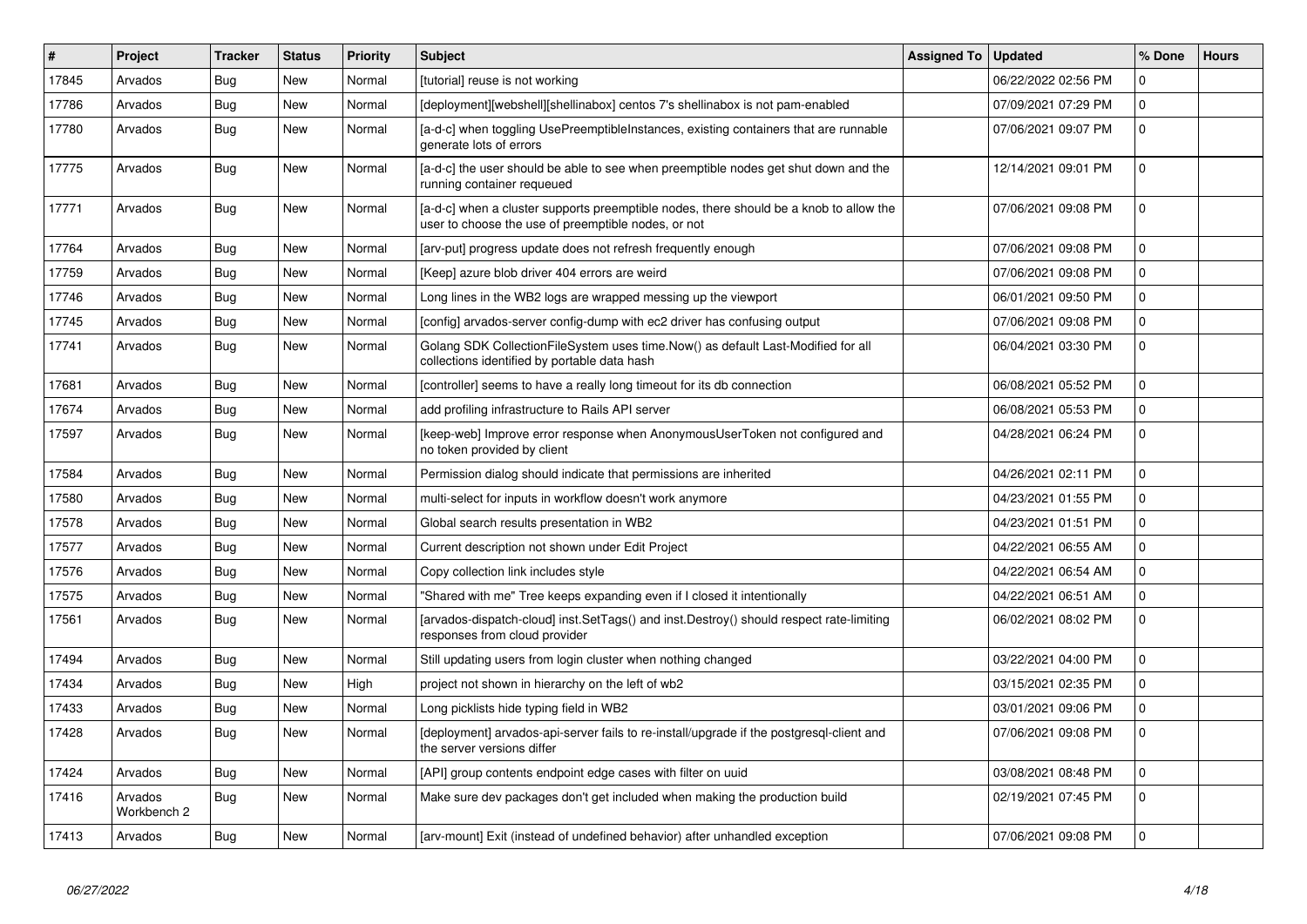| # | Project | Tracker | Status | Priority | Subject | Assigned To | Updated | % Done | Hours |
|---|---|---|---|---|---|---|---|---|---|
| 17845 | Arvados | Bug | New | Normal | [tutorial] reuse is not working | | 06/22/2022 02:56 PM | 0 | |
| 17786 | Arvados | Bug | New | Normal | [deployment][webshell][shellinabox] centos 7's shellinabox is not pam-enabled | | 07/09/2021 07:29 PM | 0 | |
| 17780 | Arvados | Bug | New | Normal | [a-d-c] when toggling UsePreemptibleInstances, existing containers that are runnable generate lots of errors | | 07/06/2021 09:07 PM | 0 | |
| 17775 | Arvados | Bug | New | Normal | [a-d-c] the user should be able to see when preemptible nodes get shut down and the running container requeued | | 12/14/2021 09:01 PM | 0 | |
| 17771 | Arvados | Bug | New | Normal | [a-d-c] when a cluster supports preemptible nodes, there should be a knob to allow the user to choose the use of preemptible nodes, or not | | 07/06/2021 09:08 PM | 0 | |
| 17764 | Arvados | Bug | New | Normal | [arv-put] progress update does not refresh frequently enough | | 07/06/2021 09:08 PM | 0 | |
| 17759 | Arvados | Bug | New | Normal | [Keep] azure blob driver 404 errors are weird | | 07/06/2021 09:08 PM | 0 | |
| 17746 | Arvados | Bug | New | Normal | Long lines in the WB2 logs are wrapped messing up the viewport | | 06/01/2021 09:50 PM | 0 | |
| 17745 | Arvados | Bug | New | Normal | [config] arvados-server config-dump with ec2 driver has confusing output | | 07/06/2021 09:08 PM | 0 | |
| 17741 | Arvados | Bug | New | Normal | Golang SDK CollectionFileSystem uses time.Now() as default Last-Modified for all collections identified by portable data hash | | 06/04/2021 03:30 PM | 0 | |
| 17681 | Arvados | Bug | New | Normal | [controller] seems to have a really long timeout for its db connection | | 06/08/2021 05:52 PM | 0 | |
| 17674 | Arvados | Bug | New | Normal | add profiling infrastructure to Rails API server | | 06/08/2021 05:53 PM | 0 | |
| 17597 | Arvados | Bug | New | Normal | [keep-web] Improve error response when AnonymousUserToken not configured and no token provided by client | | 04/28/2021 06:24 PM | 0 | |
| 17584 | Arvados | Bug | New | Normal | Permission dialog should indicate that permissions are inherited | | 04/26/2021 02:11 PM | 0 | |
| 17580 | Arvados | Bug | New | Normal | multi-select for inputs in workflow doesn't work anymore | | 04/23/2021 01:55 PM | 0 | |
| 17578 | Arvados | Bug | New | Normal | Global search results presentation in WB2 | | 04/23/2021 01:51 PM | 0 | |
| 17577 | Arvados | Bug | New | Normal | Current description not shown under Edit Project | | 04/22/2021 06:55 AM | 0 | |
| 17576 | Arvados | Bug | New | Normal | Copy collection link includes style | | 04/22/2021 06:54 AM | 0 | |
| 17575 | Arvados | Bug | New | Normal | "Shared with me" Tree keeps expanding even if I closed it intentionally | | 04/22/2021 06:51 AM | 0 | |
| 17561 | Arvados | Bug | New | Normal | [arvados-dispatch-cloud] inst.SetTags() and inst.Destroy() should respect rate-limiting responses from cloud provider | | 06/02/2021 08:02 PM | 0 | |
| 17494 | Arvados | Bug | New | Normal | Still updating users from login cluster when nothing changed | | 03/22/2021 04:00 PM | 0 | |
| 17434 | Arvados | Bug | New | High | project not shown in hierarchy on the left of wb2 | | 03/15/2021 02:35 PM | 0 | |
| 17433 | Arvados | Bug | New | Normal | Long picklists hide typing field in WB2 | | 03/01/2021 09:06 PM | 0 | |
| 17428 | Arvados | Bug | New | Normal | [deployment] arvados-api-server fails to re-install/upgrade if the postgresql-client and the server versions differ | | 07/06/2021 09:08 PM | 0 | |
| 17424 | Arvados | Bug | New | Normal | [API] group contents endpoint edge cases with filter on uuid | | 03/08/2021 08:48 PM | 0 | |
| 17416 | Arvados Workbench 2 | Bug | New | Normal | Make sure dev packages don't get included when making the production build | | 02/19/2021 07:45 PM | 0 | |
| 17413 | Arvados | Bug | New | Normal | [arv-mount] Exit (instead of undefined behavior) after unhandled exception | | 07/06/2021 09:08 PM | 0 | |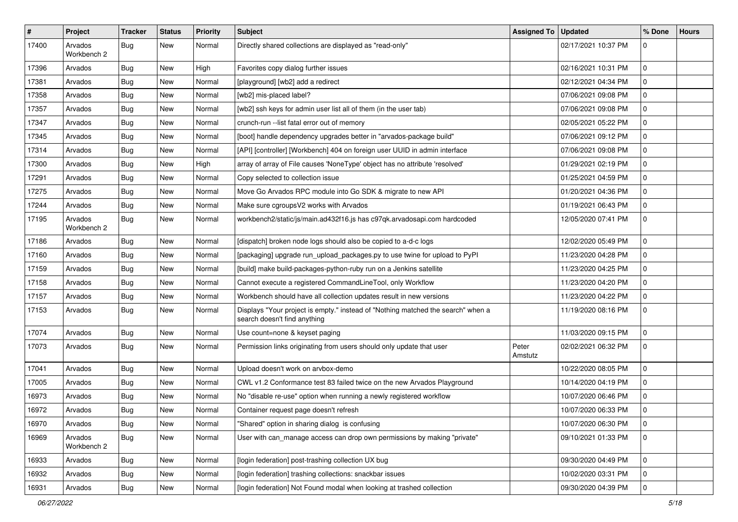| # | Project | Tracker | Status | Priority | Subject | Assigned To | Updated | % Done | Hours |
|---|---|---|---|---|---|---|---|---|---|
| 17400 | Arvados Workbench 2 | Bug | New | Normal | Directly shared collections are displayed as "read-only" | | 02/17/2021 10:37 PM | 0 | |
| 17396 | Arvados | Bug | New | High | Favorites copy dialog further issues | | 02/16/2021 10:31 PM | 0 | |
| 17381 | Arvados | Bug | New | Normal | [playground] [wb2] add a redirect | | 02/12/2021 04:34 PM | 0 | |
| 17358 | Arvados | Bug | New | Normal | [wb2] mis-placed label? | | 07/06/2021 09:08 PM | 0 | |
| 17357 | Arvados | Bug | New | Normal | [wb2] ssh keys for admin user list all of them (in the user tab) | | 07/06/2021 09:08 PM | 0 | |
| 17347 | Arvados | Bug | New | Normal | crunch-run --list fatal error out of memory | | 02/05/2021 05:22 PM | 0 | |
| 17345 | Arvados | Bug | New | Normal | [boot] handle dependency upgrades better in "arvados-package build" | | 07/06/2021 09:12 PM | 0 | |
| 17314 | Arvados | Bug | New | Normal | [API] [controller] [Workbench] 404 on foreign user UUID in admin interface | | 07/06/2021 09:08 PM | 0 | |
| 17300 | Arvados | Bug | New | High | array of array of File causes 'NoneType' object has no attribute 'resolved' | | 01/29/2021 02:19 PM | 0 | |
| 17291 | Arvados | Bug | New | Normal | Copy selected to collection issue | | 01/25/2021 04:59 PM | 0 | |
| 17275 | Arvados | Bug | New | Normal | Move Go Arvados RPC module into Go SDK & migrate to new API | | 01/20/2021 04:36 PM | 0 | |
| 17244 | Arvados | Bug | New | Normal | Make sure cgroupsV2 works with Arvados | | 01/19/2021 06:43 PM | 0 | |
| 17195 | Arvados Workbench 2 | Bug | New | Normal | workbench2/static/js/main.ad432f16.js has c97qk.arvadosapi.com hardcoded | | 12/05/2020 07:41 PM | 0 | |
| 17186 | Arvados | Bug | New | Normal | [dispatch] broken node logs should also be copied to a-d-c logs | | 12/02/2020 05:49 PM | 0 | |
| 17160 | Arvados | Bug | New | Normal | [packaging] upgrade run_upload_packages.py to use twine for upload to PyPI | | 11/23/2020 04:28 PM | 0 | |
| 17159 | Arvados | Bug | New | Normal | [build] make build-packages-python-ruby run on a Jenkins satellite | | 11/23/2020 04:25 PM | 0 | |
| 17158 | Arvados | Bug | New | Normal | Cannot execute a registered CommandLineTool, only Workflow | | 11/23/2020 04:20 PM | 0 | |
| 17157 | Arvados | Bug | New | Normal | Workbench should have all collection updates result in new versions | | 11/23/2020 04:22 PM | 0 | |
| 17153 | Arvados | Bug | New | Normal | Displays "Your project is empty." instead of "Nothing matched the search" when a search doesn't find anything | | 11/19/2020 08:16 PM | 0 | |
| 17074 | Arvados | Bug | New | Normal | Use count=none & keyset paging | | 11/03/2020 09:15 PM | 0 | |
| 17073 | Arvados | Bug | New | Normal | Permission links originating from users should only update that user | Peter Amstutz | 02/02/2021 06:32 PM | 0 | |
| 17041 | Arvados | Bug | New | Normal | Upload doesn't work on arvbox-demo | | 10/22/2020 08:05 PM | 0 | |
| 17005 | Arvados | Bug | New | Normal | CWL v1.2 Conformance test 83 failed twice on the new Arvados Playground | | 10/14/2020 04:19 PM | 0 | |
| 16973 | Arvados | Bug | New | Normal | No "disable re-use" option when running a newly registered workflow | | 10/07/2020 06:46 PM | 0 | |
| 16972 | Arvados | Bug | New | Normal | Container request page doesn't refresh | | 10/07/2020 06:33 PM | 0 | |
| 16970 | Arvados | Bug | New | Normal | "Shared" option in sharing dialog is confusing | | 10/07/2020 06:30 PM | 0 | |
| 16969 | Arvados Workbench 2 | Bug | New | Normal | User with can_manage access can drop own permissions by making "private" | | 09/10/2021 01:33 PM | 0 | |
| 16933 | Arvados | Bug | New | Normal | [login federation] post-trashing collection UX bug | | 09/30/2020 04:49 PM | 0 | |
| 16932 | Arvados | Bug | New | Normal | [login federation] trashing collections: snackbar issues | | 10/02/2020 03:31 PM | 0 | |
| 16931 | Arvados | Bug | New | Normal | [login federation] Not Found modal when looking at trashed collection | | 09/30/2020 04:39 PM | 0 | |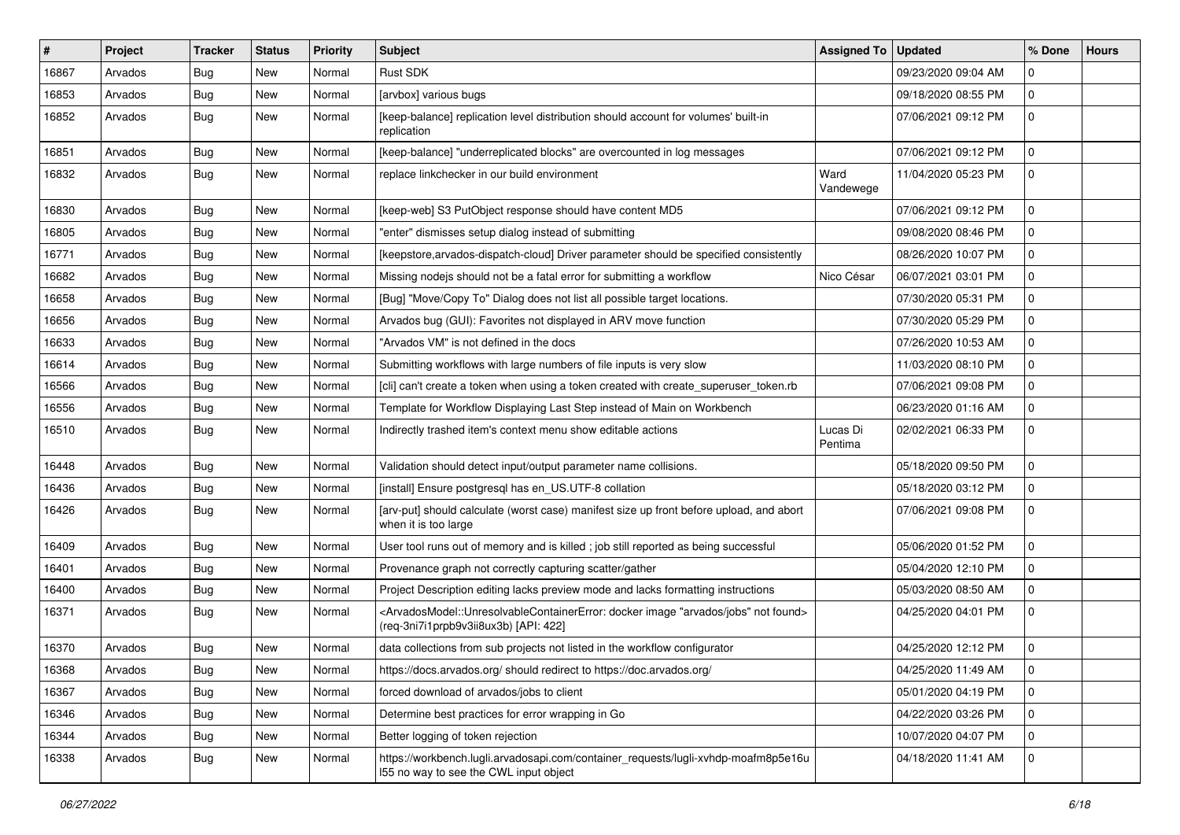| # | Project | Tracker | Status | Priority | Subject | Assigned To | Updated | % Done | Hours |
|---|---|---|---|---|---|---|---|---|---|
| 16867 | Arvados | Bug | New | Normal | Rust SDK | | 09/23/2020 09:04 AM | 0 | |
| 16853 | Arvados | Bug | New | Normal | [arvbox] various bugs | | 09/18/2020 08:55 PM | 0 | |
| 16852 | Arvados | Bug | New | Normal | [keep-balance] replication level distribution should account for volumes' built-in replication | | 07/06/2021 09:12 PM | 0 | |
| 16851 | Arvados | Bug | New | Normal | [keep-balance] "underreplicated blocks" are overcounted in log messages | | 07/06/2021 09:12 PM | 0 | |
| 16832 | Arvados | Bug | New | Normal | replace linkchecker in our build environment | Ward Vandewege | 11/04/2020 05:23 PM | 0 | |
| 16830 | Arvados | Bug | New | Normal | [keep-web] S3 PutObject response should have content MD5 | | 07/06/2021 09:12 PM | 0 | |
| 16805 | Arvados | Bug | New | Normal | "enter" dismisses setup dialog instead of submitting | | 09/08/2020 08:46 PM | 0 | |
| 16771 | Arvados | Bug | New | Normal | [keepstore,arvados-dispatch-cloud] Driver parameter should be specified consistently | | 08/26/2020 10:07 PM | 0 | |
| 16682 | Arvados | Bug | New | Normal | Missing nodejs should not be a fatal error for submitting a workflow | Nico César | 06/07/2021 03:01 PM | 0 | |
| 16658 | Arvados | Bug | New | Normal | [Bug] "Move/Copy To" Dialog does not list all possible target locations. | | 07/30/2020 05:31 PM | 0 | |
| 16656 | Arvados | Bug | New | Normal | Arvados bug (GUI): Favorites not displayed in ARV move function | | 07/30/2020 05:29 PM | 0 | |
| 16633 | Arvados | Bug | New | Normal | "Arvados VM" is not defined in the docs | | 07/26/2020 10:53 AM | 0 | |
| 16614 | Arvados | Bug | New | Normal | Submitting workflows with large numbers of file inputs is very slow | | 11/03/2020 08:10 PM | 0 | |
| 16566 | Arvados | Bug | New | Normal | [cli] can't create a token when using a token created with create_superuser_token.rb | | 07/06/2021 09:08 PM | 0 | |
| 16556 | Arvados | Bug | New | Normal | Template for Workflow Displaying Last Step instead of Main on Workbench | | 06/23/2020 01:16 AM | 0 | |
| 16510 | Arvados | Bug | New | Normal | Indirectly trashed item's context menu show editable actions | Lucas Di Pentima | 02/02/2021 06:33 PM | 0 | |
| 16448 | Arvados | Bug | New | Normal | Validation should detect input/output parameter name collisions. | | 05/18/2020 09:50 PM | 0 | |
| 16436 | Arvados | Bug | New | Normal | [install] Ensure postgresql has en_US.UTF-8 collation | | 05/18/2020 03:12 PM | 0 | |
| 16426 | Arvados | Bug | New | Normal | [arv-put] should calculate (worst case) manifest size up front before upload, and abort when it is too large | | 07/06/2021 09:08 PM | 0 | |
| 16409 | Arvados | Bug | New | Normal | User tool runs out of memory and is killed ; job still reported as being successful | | 05/06/2020 01:52 PM | 0 | |
| 16401 | Arvados | Bug | New | Normal | Provenance graph not correctly capturing scatter/gather | | 05/04/2020 12:10 PM | 0 | |
| 16400 | Arvados | Bug | New | Normal | Project Description editing lacks preview mode and lacks formatting instructions | | 05/03/2020 08:50 AM | 0 | |
| 16371 | Arvados | Bug | New | Normal | <ArvadosModel::UnresolvableContainerError: docker image "arvados/jobs" not found> (req-3ni7i1prpb9v3ii8ux3b) [API: 422] | | 04/25/2020 04:01 PM | 0 | |
| 16370 | Arvados | Bug | New | Normal | data collections from sub projects not listed in the workflow configurator | | 04/25/2020 12:12 PM | 0 | |
| 16368 | Arvados | Bug | New | Normal | https://docs.arvados.org/ should redirect to https://doc.arvados.org/ | | 04/25/2020 11:49 AM | 0 | |
| 16367 | Arvados | Bug | New | Normal | forced download of arvados/jobs to client | | 05/01/2020 04:19 PM | 0 | |
| 16346 | Arvados | Bug | New | Normal | Determine best practices for error wrapping in Go | | 04/22/2020 03:26 PM | 0 | |
| 16344 | Arvados | Bug | New | Normal | Better logging of token rejection | | 10/07/2020 04:07 PM | 0 | |
| 16338 | Arvados | Bug | New | Normal | https://workbench.lugli.arvadosapi.com/container_requests/lugli-xvhdp-moafm8p5e16ul55 no way to see the CWL input object | | 04/18/2020 11:41 AM | 0 | |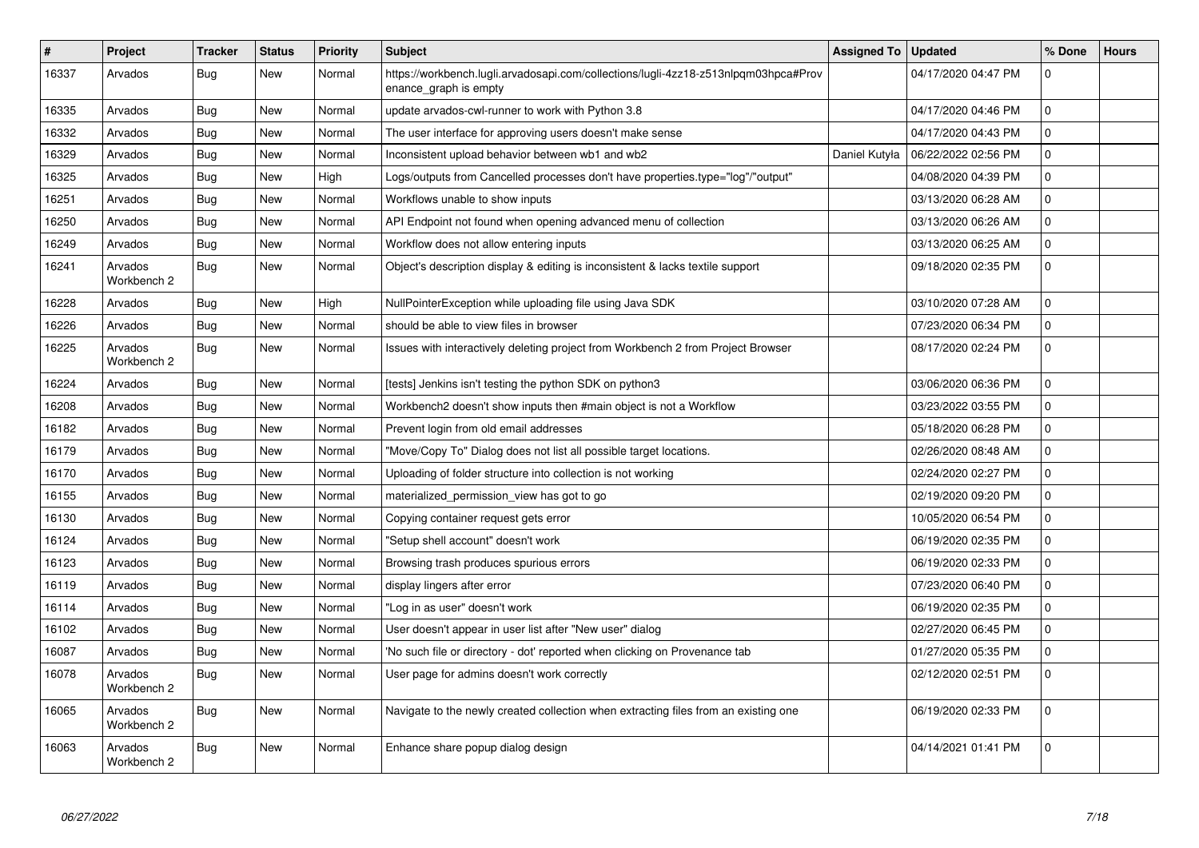| # | Project | Tracker | Status | Priority | Subject | Assigned To | Updated | % Done | Hours |
|---|---|---|---|---|---|---|---|---|---|
| 16337 | Arvados | Bug | New | Normal | https://workbench.lugli.arvadosapi.com/collections/lugli-4zz18-z513nlpqm03hpca#Provenance_graph is empty | | 04/17/2020 04:47 PM | 0 | |
| 16335 | Arvados | Bug | New | Normal | update arvados-cwl-runner to work with Python 3.8 | | 04/17/2020 04:46 PM | 0 | |
| 16332 | Arvados | Bug | New | Normal | The user interface for approving users doesn't make sense | | 04/17/2020 04:43 PM | 0 | |
| 16329 | Arvados | Bug | New | Normal | Inconsistent upload behavior between wb1 and wb2 | Daniel Kutyła | 06/22/2022 02:56 PM | 0 | |
| 16325 | Arvados | Bug | New | High | Logs/outputs from Cancelled processes don't have properties.type="log"/"output" | | 04/08/2020 04:39 PM | 0 | |
| 16251 | Arvados | Bug | New | Normal | Workflows unable to show inputs | | 03/13/2020 06:28 AM | 0 | |
| 16250 | Arvados | Bug | New | Normal | API Endpoint not found when opening advanced menu of collection | | 03/13/2020 06:26 AM | 0 | |
| 16249 | Arvados | Bug | New | Normal | Workflow does not allow entering inputs | | 03/13/2020 06:25 AM | 0 | |
| 16241 | Arvados Workbench 2 | Bug | New | Normal | Object's description display & editing is inconsistent & lacks textile support | | 09/18/2020 02:35 PM | 0 | |
| 16228 | Arvados | Bug | New | High | NullPointerException while uploading file using Java SDK | | 03/10/2020 07:28 AM | 0 | |
| 16226 | Arvados | Bug | New | Normal | should be able to view files in browser | | 07/23/2020 06:34 PM | 0 | |
| 16225 | Arvados Workbench 2 | Bug | New | Normal | Issues with interactively deleting project from Workbench 2 from Project Browser | | 08/17/2020 02:24 PM | 0 | |
| 16224 | Arvados | Bug | New | Normal | [tests] Jenkins isn't testing the python SDK on python3 | | 03/06/2020 06:36 PM | 0 | |
| 16208 | Arvados | Bug | New | Normal | Workbench2 doesn't show inputs then #main object is not a Workflow | | 03/23/2022 03:55 PM | 0 | |
| 16182 | Arvados | Bug | New | Normal | Prevent login from old email addresses | | 05/18/2020 06:28 PM | 0 | |
| 16179 | Arvados | Bug | New | Normal | "Move/Copy To" Dialog does not list all possible target locations. | | 02/26/2020 08:48 AM | 0 | |
| 16170 | Arvados | Bug | New | Normal | Uploading of folder structure into collection is not working | | 02/24/2020 02:27 PM | 0 | |
| 16155 | Arvados | Bug | New | Normal | materialized_permission_view has got to go | | 02/19/2020 09:20 PM | 0 | |
| 16130 | Arvados | Bug | New | Normal | Copying container request gets error | | 10/05/2020 06:54 PM | 0 | |
| 16124 | Arvados | Bug | New | Normal | "Setup shell account" doesn't work | | 06/19/2020 02:35 PM | 0 | |
| 16123 | Arvados | Bug | New | Normal | Browsing trash produces spurious errors | | 06/19/2020 02:33 PM | 0 | |
| 16119 | Arvados | Bug | New | Normal | display lingers after error | | 07/23/2020 06:40 PM | 0 | |
| 16114 | Arvados | Bug | New | Normal | "Log in as user" doesn't work | | 06/19/2020 02:35 PM | 0 | |
| 16102 | Arvados | Bug | New | Normal | User doesn't appear in user list after "New user" dialog | | 02/27/2020 06:45 PM | 0 | |
| 16087 | Arvados | Bug | New | Normal | 'No such file or directory - dot' reported when clicking on Provenance tab | | 01/27/2020 05:35 PM | 0 | |
| 16078 | Arvados Workbench 2 | Bug | New | Normal | User page for admins doesn't work correctly | | 02/12/2020 02:51 PM | 0 | |
| 16065 | Arvados Workbench 2 | Bug | New | Normal | Navigate to the newly created collection when extracting files from an existing one | | 06/19/2020 02:33 PM | 0 | |
| 16063 | Arvados Workbench 2 | Bug | New | Normal | Enhance share popup dialog design | | 04/14/2021 01:41 PM | 0 | |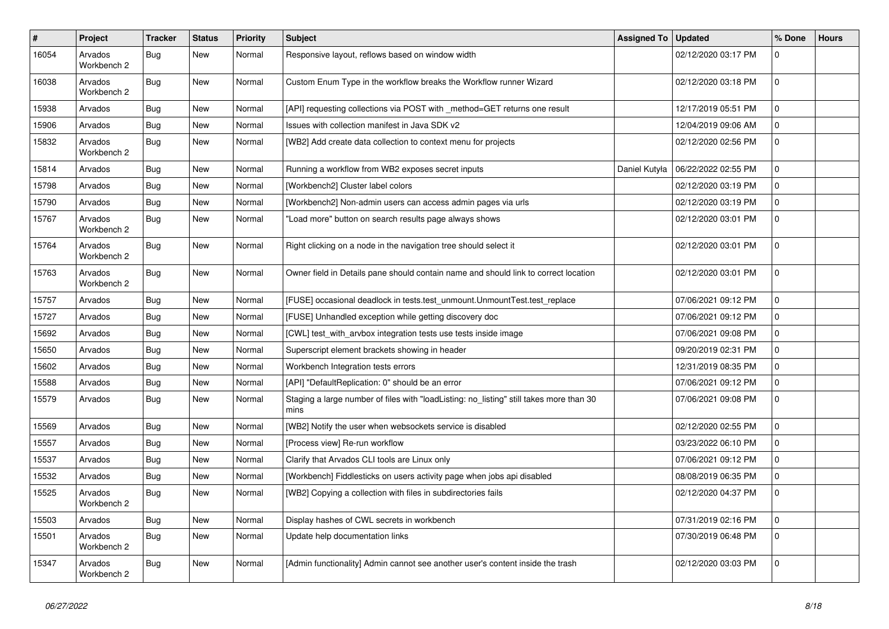| # | Project | Tracker | Status | Priority | Subject | Assigned To | Updated | % Done | Hours |
|---|---|---|---|---|---|---|---|---|---|
| 16054 | Arvados Workbench 2 | Bug | New | Normal | Responsive layout, reflows based on window width | | 02/12/2020 03:17 PM | 0 | |
| 16038 | Arvados Workbench 2 | Bug | New | Normal | Custom Enum Type in the workflow breaks the Workflow runner Wizard | | 02/12/2020 03:18 PM | 0 | |
| 15938 | Arvados | Bug | New | Normal | [API] requesting collections via POST with _method=GET returns one result | | 12/17/2019 05:51 PM | 0 | |
| 15906 | Arvados | Bug | New | Normal | Issues with collection manifest in Java SDK v2 | | 12/04/2019 09:06 AM | 0 | |
| 15832 | Arvados Workbench 2 | Bug | New | Normal | [WB2] Add create data collection to context menu for projects | | 02/12/2020 02:56 PM | 0 | |
| 15814 | Arvados | Bug | New | Normal | Running a workflow from WB2 exposes secret inputs | Daniel Kutyła | 06/22/2022 02:55 PM | 0 | |
| 15798 | Arvados | Bug | New | Normal | [Workbench2] Cluster label colors | | 02/12/2020 03:19 PM | 0 | |
| 15790 | Arvados | Bug | New | Normal | [Workbench2] Non-admin users can access admin pages via urls | | 02/12/2020 03:19 PM | 0 | |
| 15767 | Arvados Workbench 2 | Bug | New | Normal | "Load more" button on search results page always shows | | 02/12/2020 03:01 PM | 0 | |
| 15764 | Arvados Workbench 2 | Bug | New | Normal | Right clicking on a node in the navigation tree should select it | | 02/12/2020 03:01 PM | 0 | |
| 15763 | Arvados Workbench 2 | Bug | New | Normal | Owner field in Details pane should contain name and should link to correct location | | 02/12/2020 03:01 PM | 0 | |
| 15757 | Arvados | Bug | New | Normal | [FUSE] occasional deadlock in tests.test_unmount.UnmountTest.test_replace | | 07/06/2021 09:12 PM | 0 | |
| 15727 | Arvados | Bug | New | Normal | [FUSE] Unhandled exception while getting discovery doc | | 07/06/2021 09:12 PM | 0 | |
| 15692 | Arvados | Bug | New | Normal | [CWL] test_with_arvbox integration tests use tests inside image | | 07/06/2021 09:08 PM | 0 | |
| 15650 | Arvados | Bug | New | Normal | Superscript element brackets showing in header | | 09/20/2019 02:31 PM | 0 | |
| 15602 | Arvados | Bug | New | Normal | Workbench Integration tests errors | | 12/31/2019 08:35 PM | 0 | |
| 15588 | Arvados | Bug | New | Normal | [API] "DefaultReplication: 0" should be an error | | 07/06/2021 09:12 PM | 0 | |
| 15579 | Arvados | Bug | New | Normal | Staging a large number of files with "loadListing: no_listing" still takes more than 30 mins | | 07/06/2021 09:08 PM | 0 | |
| 15569 | Arvados | Bug | New | Normal | [WB2] Notify the user when websockets service is disabled | | 02/12/2020 02:55 PM | 0 | |
| 15557 | Arvados | Bug | New | Normal | [Process view] Re-run workflow | | 03/23/2022 06:10 PM | 0 | |
| 15537 | Arvados | Bug | New | Normal | Clarify that Arvados CLI tools are Linux only | | 07/06/2021 09:12 PM | 0 | |
| 15532 | Arvados | Bug | New | Normal | [Workbench] Fiddlesticks on users activity page when jobs api disabled | | 08/08/2019 06:35 PM | 0 | |
| 15525 | Arvados Workbench 2 | Bug | New | Normal | [WB2] Copying a collection with files in subdirectories fails | | 02/12/2020 04:37 PM | 0 | |
| 15503 | Arvados | Bug | New | Normal | Display hashes of CWL secrets in workbench | | 07/31/2019 02:16 PM | 0 | |
| 15501 | Arvados Workbench 2 | Bug | New | Normal | Update help documentation links | | 07/30/2019 06:48 PM | 0 | |
| 15347 | Arvados Workbench 2 | Bug | New | Normal | [Admin functionality] Admin cannot see another user's content inside the trash | | 02/12/2020 03:03 PM | 0 | |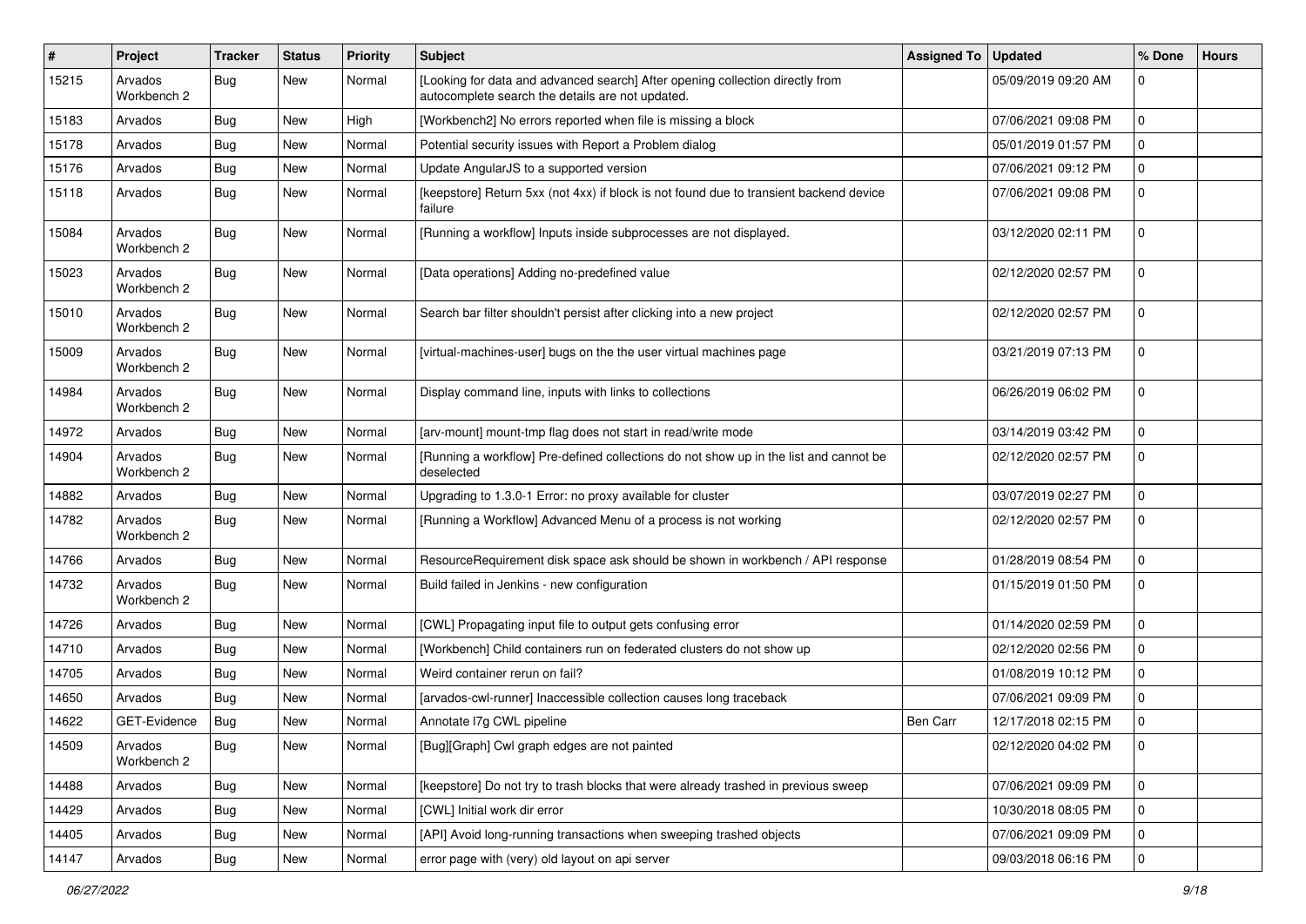| # | Project | Tracker | Status | Priority | Subject | Assigned To | Updated | % Done | Hours |
|---|---|---|---|---|---|---|---|---|---|
| 15215 | Arvados Workbench 2 | Bug | New | Normal | [Looking for data and advanced search] After opening collection directly from autocomplete search the details are not updated. | | 05/09/2019 09:20 AM | 0 | |
| 15183 | Arvados | Bug | New | High | [Workbench2] No errors reported when file is missing a block | | 07/06/2021 09:08 PM | 0 | |
| 15178 | Arvados | Bug | New | Normal | Potential security issues with Report a Problem dialog | | 05/01/2019 01:57 PM | 0 | |
| 15176 | Arvados | Bug | New | Normal | Update AngularJS to a supported version | | 07/06/2021 09:12 PM | 0 | |
| 15118 | Arvados | Bug | New | Normal | [keepstore] Return 5xx (not 4xx) if block is not found due to transient backend device failure | | 07/06/2021 09:08 PM | 0 | |
| 15084 | Arvados Workbench 2 | Bug | New | Normal | [Running a workflow] Inputs inside subprocesses are not displayed. | | 03/12/2020 02:11 PM | 0 | |
| 15023 | Arvados Workbench 2 | Bug | New | Normal | [Data operations] Adding no-predefined value | | 02/12/2020 02:57 PM | 0 | |
| 15010 | Arvados Workbench 2 | Bug | New | Normal | Search bar filter shouldn't persist after clicking into a new project | | 02/12/2020 02:57 PM | 0 | |
| 15009 | Arvados Workbench 2 | Bug | New | Normal | [virtual-machines-user] bugs on the the user virtual machines page | | 03/21/2019 07:13 PM | 0 | |
| 14984 | Arvados Workbench 2 | Bug | New | Normal | Display command line, inputs with links to collections | | 06/26/2019 06:02 PM | 0 | |
| 14972 | Arvados | Bug | New | Normal | [arv-mount] mount-tmp flag does not start in read/write mode | | 03/14/2019 03:42 PM | 0 | |
| 14904 | Arvados Workbench 2 | Bug | New | Normal | [Running a workflow] Pre-defined collections do not show up in the list and cannot be deselected | | 02/12/2020 02:57 PM | 0 | |
| 14882 | Arvados | Bug | New | Normal | Upgrading to 1.3.0-1 Error: no proxy available for cluster | | 03/07/2019 02:27 PM | 0 | |
| 14782 | Arvados Workbench 2 | Bug | New | Normal | [Running a Workflow] Advanced Menu of a process is not working | | 02/12/2020 02:57 PM | 0 | |
| 14766 | Arvados | Bug | New | Normal | ResourceRequirement disk space ask should be shown in workbench / API response | | 01/28/2019 08:54 PM | 0 | |
| 14732 | Arvados Workbench 2 | Bug | New | Normal | Build failed in Jenkins - new configuration | | 01/15/2019 01:50 PM | 0 | |
| 14726 | Arvados | Bug | New | Normal | [CWL] Propagating input file to output gets confusing error | | 01/14/2020 02:59 PM | 0 | |
| 14710 | Arvados | Bug | New | Normal | [Workbench] Child containers run on federated clusters do not show up | | 02/12/2020 02:56 PM | 0 | |
| 14705 | Arvados | Bug | New | Normal | Weird container rerun on fail? | | 01/08/2019 10:12 PM | 0 | |
| 14650 | Arvados | Bug | New | Normal | [arvados-cwl-runner] Inaccessible collection causes long traceback | | 07/06/2021 09:09 PM | 0 | |
| 14622 | GET-Evidence | Bug | New | Normal | Annotate l7g CWL pipeline | Ben Carr | 12/17/2018 02:15 PM | 0 | |
| 14509 | Arvados Workbench 2 | Bug | New | Normal | [Bug][Graph] Cwl graph edges are not painted | | 02/12/2020 04:02 PM | 0 | |
| 14488 | Arvados | Bug | New | Normal | [keepstore] Do not try to trash blocks that were already trashed in previous sweep | | 07/06/2021 09:09 PM | 0 | |
| 14429 | Arvados | Bug | New | Normal | [CWL] Initial work dir error | | 10/30/2018 08:05 PM | 0 | |
| 14405 | Arvados | Bug | New | Normal | [API] Avoid long-running transactions when sweeping trashed objects | | 07/06/2021 09:09 PM | 0 | |
| 14147 | Arvados | Bug | New | Normal | error page with (very) old layout on api server | | 09/03/2018 06:16 PM | 0 | |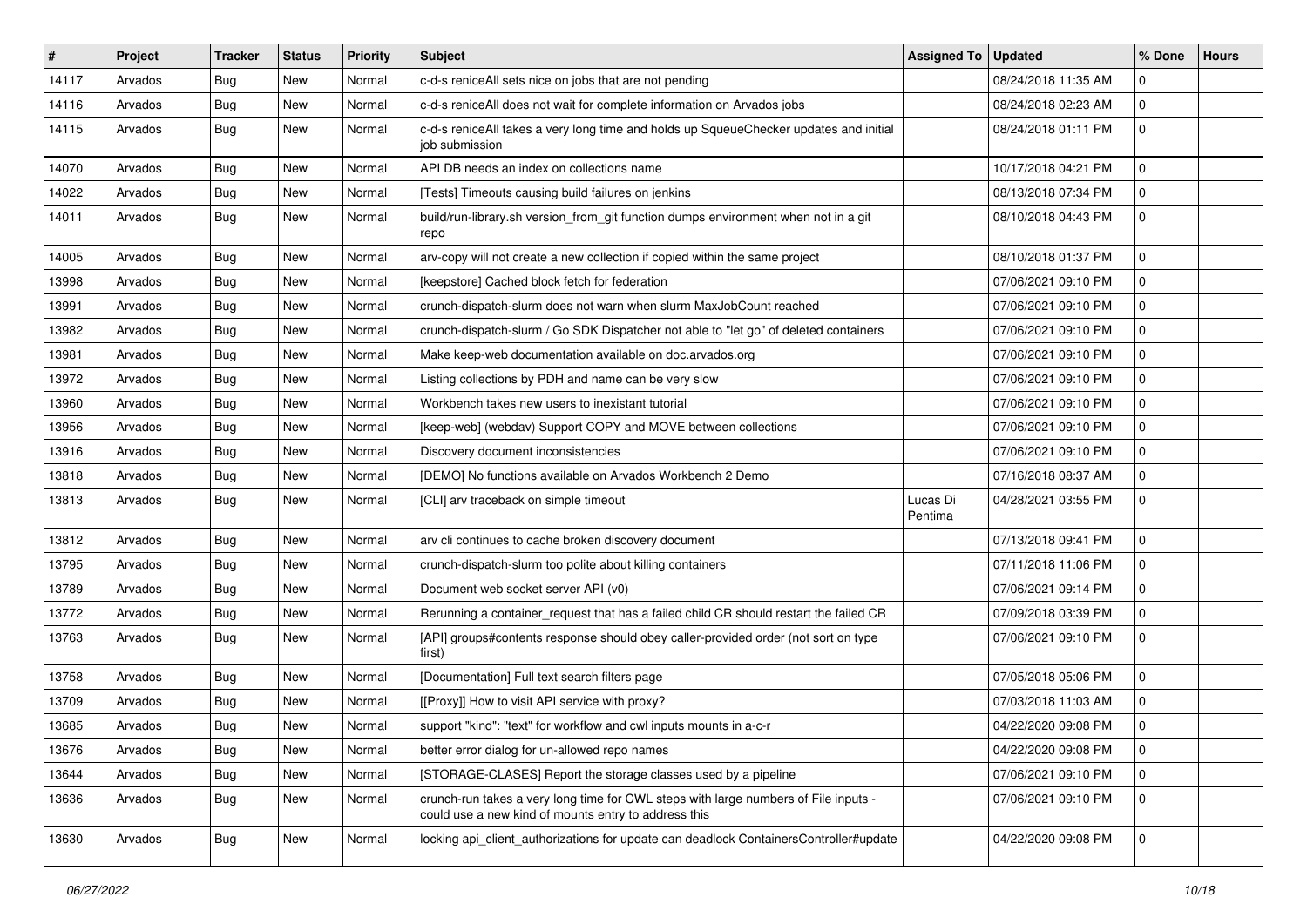| # | Project | Tracker | Status | Priority | Subject | Assigned To | Updated | % Done | Hours |
|---|---|---|---|---|---|---|---|---|---|
| 14117 | Arvados | Bug | New | Normal | c-d-s reniceAll sets nice on jobs that are not pending | | 08/24/2018 11:35 AM | 0 | |
| 14116 | Arvados | Bug | New | Normal | c-d-s reniceAll does not wait for complete information on Arvados jobs | | 08/24/2018 02:23 AM | 0 | |
| 14115 | Arvados | Bug | New | Normal | c-d-s reniceAll takes a very long time and holds up SqueueChecker updates and initial job submission | | 08/24/2018 01:11 PM | 0 | |
| 14070 | Arvados | Bug | New | Normal | API DB needs an index on collections name | | 10/17/2018 04:21 PM | 0 | |
| 14022 | Arvados | Bug | New | Normal | [Tests] Timeouts causing build failures on jenkins | | 08/13/2018 07:34 PM | 0 | |
| 14011 | Arvados | Bug | New | Normal | build/run-library.sh version_from_git function dumps environment when not in a git repo | | 08/10/2018 04:43 PM | 0 | |
| 14005 | Arvados | Bug | New | Normal | arv-copy will not create a new collection if copied within the same project | | 08/10/2018 01:37 PM | 0 | |
| 13998 | Arvados | Bug | New | Normal | [keepstore] Cached block fetch for federation | | 07/06/2021 09:10 PM | 0 | |
| 13991 | Arvados | Bug | New | Normal | crunch-dispatch-slurm does not warn when slurm MaxJobCount reached | | 07/06/2021 09:10 PM | 0 | |
| 13982 | Arvados | Bug | New | Normal | crunch-dispatch-slurm / Go SDK Dispatcher not able to "let go" of deleted containers | | 07/06/2021 09:10 PM | 0 | |
| 13981 | Arvados | Bug | New | Normal | Make keep-web documentation available on doc.arvados.org | | 07/06/2021 09:10 PM | 0 | |
| 13972 | Arvados | Bug | New | Normal | Listing collections by PDH and name can be very slow | | 07/06/2021 09:10 PM | 0 | |
| 13960 | Arvados | Bug | New | Normal | Workbench takes new users to inexistant tutorial | | 07/06/2021 09:10 PM | 0 | |
| 13956 | Arvados | Bug | New | Normal | [keep-web] (webdav) Support COPY and MOVE between collections | | 07/06/2021 09:10 PM | 0 | |
| 13916 | Arvados | Bug | New | Normal | Discovery document inconsistencies | | 07/06/2021 09:10 PM | 0 | |
| 13818 | Arvados | Bug | New | Normal | [DEMO] No functions available on Arvados Workbench 2 Demo | | 07/16/2018 08:37 AM | 0 | |
| 13813 | Arvados | Bug | New | Normal | [CLI] arv traceback on simple timeout | Lucas Di Pentima | 04/28/2021 03:55 PM | 0 | |
| 13812 | Arvados | Bug | New | Normal | arv cli continues to cache broken discovery document | | 07/13/2018 09:41 PM | 0 | |
| 13795 | Arvados | Bug | New | Normal | crunch-dispatch-slurm too polite about killing containers | | 07/11/2018 11:06 PM | 0 | |
| 13789 | Arvados | Bug | New | Normal | Document web socket server API (v0) | | 07/06/2021 09:14 PM | 0 | |
| 13772 | Arvados | Bug | New | Normal | Rerunning a container_request that has a failed child CR should restart the failed CR | | 07/09/2018 03:39 PM | 0 | |
| 13763 | Arvados | Bug | New | Normal | [API] groups#contents response should obey caller-provided order (not sort on type first) | | 07/06/2021 09:10 PM | 0 | |
| 13758 | Arvados | Bug | New | Normal | [Documentation] Full text search filters page | | 07/05/2018 05:06 PM | 0 | |
| 13709 | Arvados | Bug | New | Normal | [[Proxy]] How to visit API service with proxy? | | 07/03/2018 11:03 AM | 0 | |
| 13685 | Arvados | Bug | New | Normal | support "kind": "text" for workflow and cwl inputs mounts in a-c-r | | 04/22/2020 09:08 PM | 0 | |
| 13676 | Arvados | Bug | New | Normal | better error dialog for un-allowed repo names | | 04/22/2020 09:08 PM | 0 | |
| 13644 | Arvados | Bug | New | Normal | [STORAGE-CLASES] Report the storage classes used by a pipeline | | 07/06/2021 09:10 PM | 0 | |
| 13636 | Arvados | Bug | New | Normal | crunch-run takes a very long time for CWL steps with large numbers of File inputs - could use a new kind of mounts entry to address this | | 07/06/2021 09:10 PM | 0 | |
| 13630 | Arvados | Bug | New | Normal | locking api_client_authorizations for update can deadlock ContainersController#update | | 04/22/2020 09:08 PM | 0 | |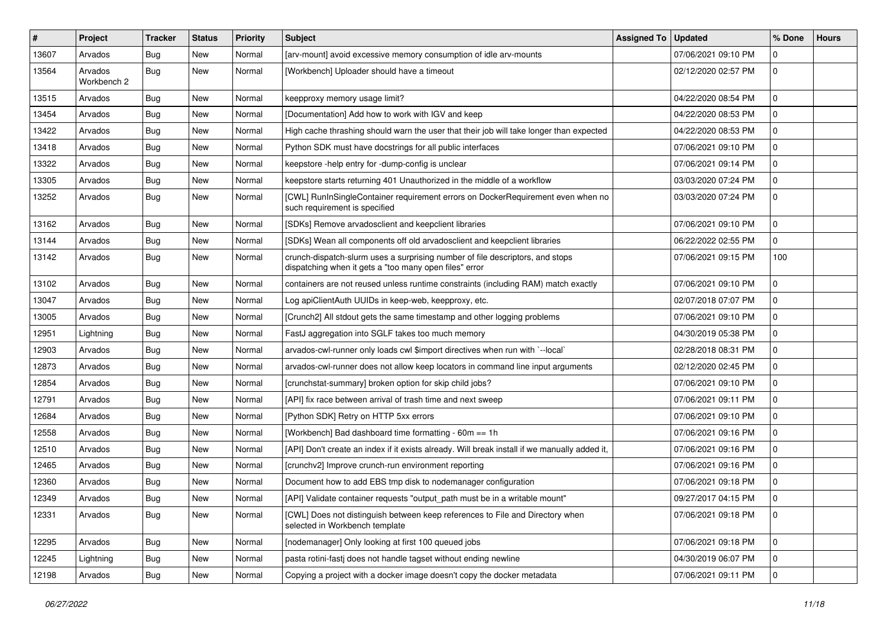| # | Project | Tracker | Status | Priority | Subject | Assigned To | Updated | % Done | Hours |
|---|---|---|---|---|---|---|---|---|---|
| 13607 | Arvados | Bug | New | Normal | [arv-mount] avoid excessive memory consumption of idle arv-mounts | | 07/06/2021 09:10 PM | 0 | |
| 13564 | Arvados Workbench 2 | Bug | New | Normal | [Workbench] Uploader should have a timeout | | 02/12/2020 02:57 PM | 0 | |
| 13515 | Arvados | Bug | New | Normal | keepproxy memory usage limit? | | 04/22/2020 08:54 PM | 0 | |
| 13454 | Arvados | Bug | New | Normal | [Documentation] Add how to work with IGV and keep | | 04/22/2020 08:53 PM | 0 | |
| 13422 | Arvados | Bug | New | Normal | High cache thrashing should warn the user that their job will take longer than expected | | 04/22/2020 08:53 PM | 0 | |
| 13418 | Arvados | Bug | New | Normal | Python SDK must have docstrings for all public interfaces | | 07/06/2021 09:10 PM | 0 | |
| 13322 | Arvados | Bug | New | Normal | keepstore -help entry for -dump-config is unclear | | 07/06/2021 09:14 PM | 0 | |
| 13305 | Arvados | Bug | New | Normal | keepstore starts returning 401 Unauthorized in the middle of a workflow | | 03/03/2020 07:24 PM | 0 | |
| 13252 | Arvados | Bug | New | Normal | [CWL] RunInSingleContainer requirement errors on DockerRequirement even when no such requirement is specified | | 03/03/2020 07:24 PM | 0 | |
| 13162 | Arvados | Bug | New | Normal | [SDKs] Remove arvadosclient and keepclient libraries | | 07/06/2021 09:10 PM | 0 | |
| 13144 | Arvados | Bug | New | Normal | [SDKs] Wean all components off old arvadosclient and keepclient libraries | | 06/22/2022 02:55 PM | 0 | |
| 13142 | Arvados | Bug | New | Normal | crunch-dispatch-slurm uses a surprising number of file descriptors, and stops dispatching when it gets a "too many open files" error | | 07/06/2021 09:15 PM | 100 | |
| 13102 | Arvados | Bug | New | Normal | containers are not reused unless runtime constraints (including RAM) match exactly | | 07/06/2021 09:10 PM | 0 | |
| 13047 | Arvados | Bug | New | Normal | Log apiClientAuth UUIDs in keep-web, keepproxy, etc. | | 02/07/2018 07:07 PM | 0 | |
| 13005 | Arvados | Bug | New | Normal | [Crunch2] All stdout gets the same timestamp and other logging problems | | 07/06/2021 09:10 PM | 0 | |
| 12951 | Lightning | Bug | New | Normal | FastJ aggregation into SGLF takes too much memory | | 04/30/2019 05:38 PM | 0 | |
| 12903 | Arvados | Bug | New | Normal | arvados-cwl-runner only loads cwl $import directives when run with `--local` | | 02/28/2018 08:31 PM | 0 | |
| 12873 | Arvados | Bug | New | Normal | arvados-cwl-runner does not allow keep locators in command line input arguments | | 02/12/2020 02:45 PM | 0 | |
| 12854 | Arvados | Bug | New | Normal | [crunchstat-summary] broken option for skip child jobs? | | 07/06/2021 09:10 PM | 0 | |
| 12791 | Arvados | Bug | New | Normal | [API] fix race between arrival of trash time and next sweep | | 07/06/2021 09:11 PM | 0 | |
| 12684 | Arvados | Bug | New | Normal | [Python SDK] Retry on HTTP 5xx errors | | 07/06/2021 09:10 PM | 0 | |
| 12558 | Arvados | Bug | New | Normal | [Workbench] Bad dashboard time formatting - 60m == 1h | | 07/06/2021 09:16 PM | 0 | |
| 12510 | Arvados | Bug | New | Normal | [API] Don't create an index if it exists already. Will break install if we manually added it, | | 07/06/2021 09:16 PM | 0 | |
| 12465 | Arvados | Bug | New | Normal | [crunchv2] Improve crunch-run environment reporting | | 07/06/2021 09:16 PM | 0 | |
| 12360 | Arvados | Bug | New | Normal | Document how to add EBS tmp disk to nodemanager configuration | | 07/06/2021 09:18 PM | 0 | |
| 12349 | Arvados | Bug | New | Normal | [API] Validate container requests "output_path must be in a writable mount" | | 09/27/2017 04:15 PM | 0 | |
| 12331 | Arvados | Bug | New | Normal | [CWL] Does not distinguish between keep references to File and Directory when selected in Workbench template | | 07/06/2021 09:18 PM | 0 | |
| 12295 | Arvados | Bug | New | Normal | [nodemanager] Only looking at first 100 queued jobs | | 07/06/2021 09:18 PM | 0 | |
| 12245 | Lightning | Bug | New | Normal | pasta rotini-fastj does not handle tagset without ending newline | | 04/30/2019 06:07 PM | 0 | |
| 12198 | Arvados | Bug | New | Normal | Copying a project with a docker image doesn't copy the docker metadata | | 07/06/2021 09:11 PM | 0 | |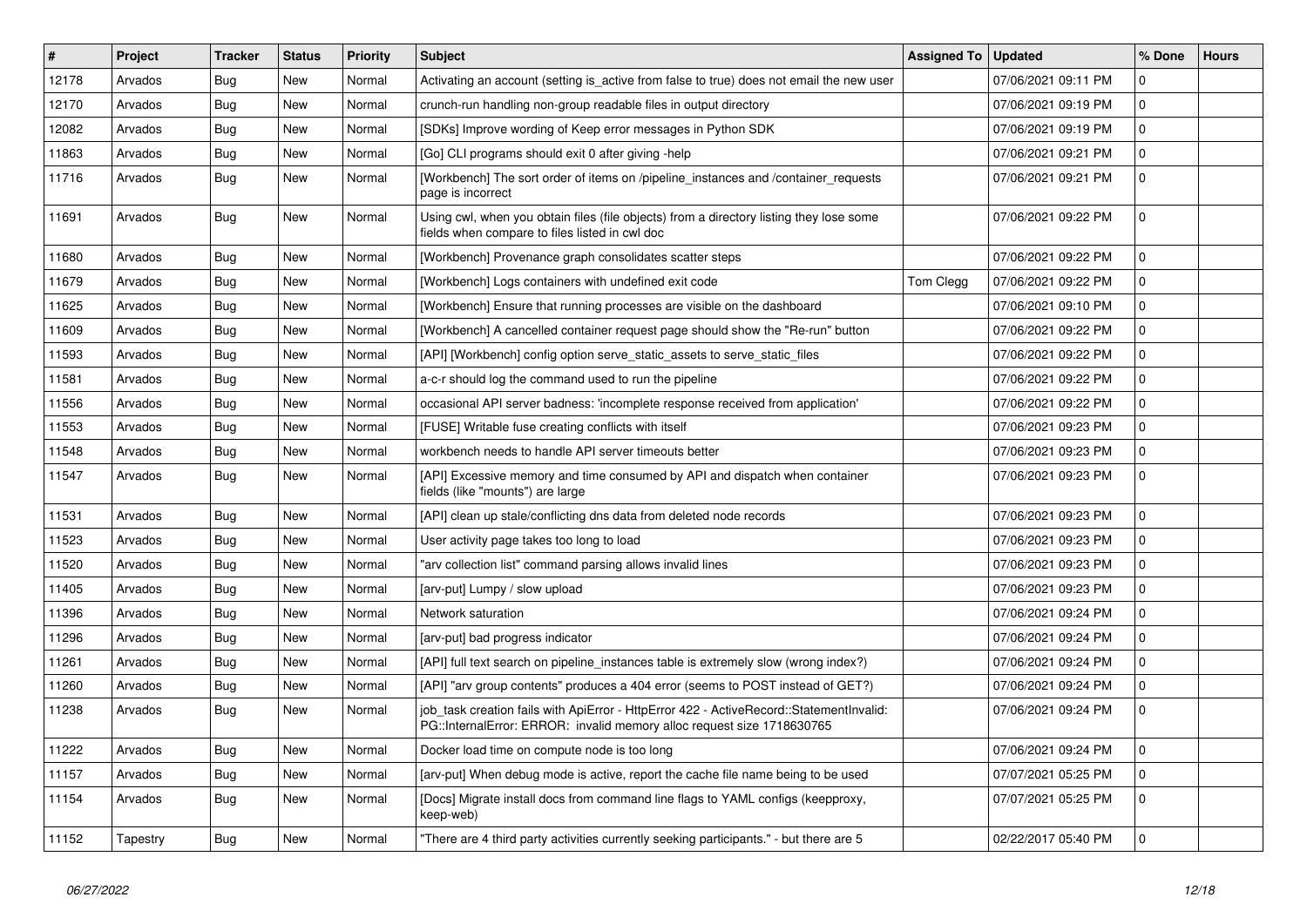| # | Project | Tracker | Status | Priority | Subject | Assigned To | Updated | % Done | Hours |
|---|---|---|---|---|---|---|---|---|---|
| 12178 | Arvados | Bug | New | Normal | Activating an account (setting is_active from false to true) does not email the new user | | 07/06/2021 09:11 PM | 0 | |
| 12170 | Arvados | Bug | New | Normal | crunch-run handling non-group readable files in output directory | | 07/06/2021 09:19 PM | 0 | |
| 12082 | Arvados | Bug | New | Normal | [SDKs] Improve wording of Keep error messages in Python SDK | | 07/06/2021 09:19 PM | 0 | |
| 11863 | Arvados | Bug | New | Normal | [Go] CLI programs should exit 0 after giving -help | | 07/06/2021 09:21 PM | 0 | |
| 11716 | Arvados | Bug | New | Normal | [Workbench] The sort order of items on /pipeline_instances and /container_requests page is incorrect | | 07/06/2021 09:21 PM | 0 | |
| 11691 | Arvados | Bug | New | Normal | Using cwl, when you obtain files (file objects) from a directory listing they lose some fields when compare to files listed in cwl doc | | 07/06/2021 09:22 PM | 0 | |
| 11680 | Arvados | Bug | New | Normal | [Workbench] Provenance graph consolidates scatter steps | | 07/06/2021 09:22 PM | 0 | |
| 11679 | Arvados | Bug | New | Normal | [Workbench] Logs containers with undefined exit code | Tom Clegg | 07/06/2021 09:22 PM | 0 | |
| 11625 | Arvados | Bug | New | Normal | [Workbench] Ensure that running processes are visible on the dashboard | | 07/06/2021 09:10 PM | 0 | |
| 11609 | Arvados | Bug | New | Normal | [Workbench] A cancelled container request page should show the "Re-run" button | | 07/06/2021 09:22 PM | 0 | |
| 11593 | Arvados | Bug | New | Normal | [API] [Workbench] config option serve_static_assets to serve_static_files | | 07/06/2021 09:22 PM | 0 | |
| 11581 | Arvados | Bug | New | Normal | a-c-r should log the command used to run the pipeline | | 07/06/2021 09:22 PM | 0 | |
| 11556 | Arvados | Bug | New | Normal | occasional API server badness: 'incomplete response received from application' | | 07/06/2021 09:22 PM | 0 | |
| 11553 | Arvados | Bug | New | Normal | [FUSE] Writable fuse creating conflicts with itself | | 07/06/2021 09:23 PM | 0 | |
| 11548 | Arvados | Bug | New | Normal | workbench needs to handle API server timeouts better | | 07/06/2021 09:23 PM | 0 | |
| 11547 | Arvados | Bug | New | Normal | [API] Excessive memory and time consumed by API and dispatch when container fields (like "mounts") are large | | 07/06/2021 09:23 PM | 0 | |
| 11531 | Arvados | Bug | New | Normal | [API] clean up stale/conflicting dns data from deleted node records | | 07/06/2021 09:23 PM | 0 | |
| 11523 | Arvados | Bug | New | Normal | User activity page takes too long to load | | 07/06/2021 09:23 PM | 0 | |
| 11520 | Arvados | Bug | New | Normal | "arv collection list" command parsing allows invalid lines | | 07/06/2021 09:23 PM | 0 | |
| 11405 | Arvados | Bug | New | Normal | [arv-put] Lumpy / slow upload | | 07/06/2021 09:23 PM | 0 | |
| 11396 | Arvados | Bug | New | Normal | Network saturation | | 07/06/2021 09:24 PM | 0 | |
| 11296 | Arvados | Bug | New | Normal | [arv-put] bad progress indicator | | 07/06/2021 09:24 PM | 0 | |
| 11261 | Arvados | Bug | New | Normal | [API] full text search on pipeline_instances table is extremely slow (wrong index?) | | 07/06/2021 09:24 PM | 0 | |
| 11260 | Arvados | Bug | New | Normal | [API] "arv group contents" produces a 404 error (seems to POST instead of GET?) | | 07/06/2021 09:24 PM | 0 | |
| 11238 | Arvados | Bug | New | Normal | job_task creation fails with ApiError - HttpError 422 - ActiveRecord::StatementInvalid: PG::InternalError: ERROR: invalid memory alloc request size 1718630765 | | 07/06/2021 09:24 PM | 0 | |
| 11222 | Arvados | Bug | New | Normal | Docker load time on compute node is too long | | 07/06/2021 09:24 PM | 0 | |
| 11157 | Arvados | Bug | New | Normal | [arv-put] When debug mode is active, report the cache file name being to be used | | 07/07/2021 05:25 PM | 0 | |
| 11154 | Arvados | Bug | New | Normal | [Docs] Migrate install docs from command line flags to YAML configs (keepproxy, keep-web) | | 07/07/2021 05:25 PM | 0 | |
| 11152 | Tapestry | Bug | New | Normal | "There are 4 third party activities currently seeking participants." - but there are 5 | | 02/22/2017 05:40 PM | 0 | |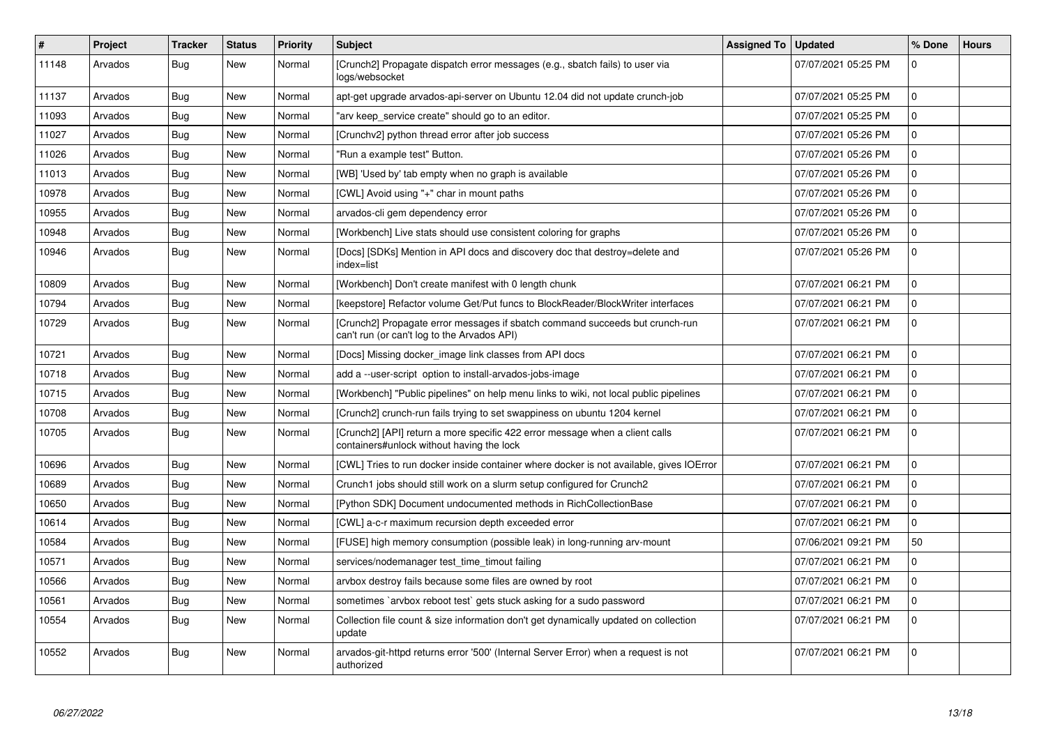| # | Project | Tracker | Status | Priority | Subject | Assigned To | Updated | % Done | Hours |
|---|---|---|---|---|---|---|---|---|---|
| 11148 | Arvados | Bug | New | Normal | [Crunch2] Propagate dispatch error messages (e.g., sbatch fails) to user via logs/websocket | | 07/07/2021 05:25 PM | 0 | |
| 11137 | Arvados | Bug | New | Normal | apt-get upgrade arvados-api-server on Ubuntu 12.04 did not update crunch-job | | 07/07/2021 05:25 PM | 0 | |
| 11093 | Arvados | Bug | New | Normal | "arv keep_service create" should go to an editor. | | 07/07/2021 05:25 PM | 0 | |
| 11027 | Arvados | Bug | New | Normal | [Crunchv2] python thread error after job success | | 07/07/2021 05:26 PM | 0 | |
| 11026 | Arvados | Bug | New | Normal | "Run a example test" Button. | | 07/07/2021 05:26 PM | 0 | |
| 11013 | Arvados | Bug | New | Normal | [WB] 'Used by' tab empty when no graph is available | | 07/07/2021 05:26 PM | 0 | |
| 10978 | Arvados | Bug | New | Normal | [CWL] Avoid using "+" char in mount paths | | 07/07/2021 05:26 PM | 0 | |
| 10955 | Arvados | Bug | New | Normal | arvados-cli gem dependency error | | 07/07/2021 05:26 PM | 0 | |
| 10948 | Arvados | Bug | New | Normal | [Workbench] Live stats should use consistent coloring for graphs | | 07/07/2021 05:26 PM | 0 | |
| 10946 | Arvados | Bug | New | Normal | [Docs] [SDKs] Mention in API docs and discovery doc that destroy=delete and index=list | | 07/07/2021 05:26 PM | 0 | |
| 10809 | Arvados | Bug | New | Normal | [Workbench] Don't create manifest with 0 length chunk | | 07/07/2021 06:21 PM | 0 | |
| 10794 | Arvados | Bug | New | Normal | [keepstore] Refactor volume Get/Put funcs to BlockReader/BlockWriter interfaces | | 07/07/2021 06:21 PM | 0 | |
| 10729 | Arvados | Bug | New | Normal | [Crunch2] Propagate error messages if sbatch command succeeds but crunch-run can't run (or can't log to the Arvados API) | | 07/07/2021 06:21 PM | 0 | |
| 10721 | Arvados | Bug | New | Normal | [Docs] Missing docker_image link classes from API docs | | 07/07/2021 06:21 PM | 0 | |
| 10718 | Arvados | Bug | New | Normal | add a --user-script option to install-arvados-jobs-image | | 07/07/2021 06:21 PM | 0 | |
| 10715 | Arvados | Bug | New | Normal | [Workbench] "Public pipelines" on help menu links to wiki, not local public pipelines | | 07/07/2021 06:21 PM | 0 | |
| 10708 | Arvados | Bug | New | Normal | [Crunch2] crunch-run fails trying to set swappiness on ubuntu 1204 kernel | | 07/07/2021 06:21 PM | 0 | |
| 10705 | Arvados | Bug | New | Normal | [Crunch2] [API] return a more specific 422 error message when a client calls containers#unlock without having the lock | | 07/07/2021 06:21 PM | 0 | |
| 10696 | Arvados | Bug | New | Normal | [CWL] Tries to run docker inside container where docker is not available, gives IOError | | 07/07/2021 06:21 PM | 0 | |
| 10689 | Arvados | Bug | New | Normal | Crunch1 jobs should still work on a slurm setup configured for Crunch2 | | 07/07/2021 06:21 PM | 0 | |
| 10650 | Arvados | Bug | New | Normal | [Python SDK] Document undocumented methods in RichCollectionBase | | 07/07/2021 06:21 PM | 0 | |
| 10614 | Arvados | Bug | New | Normal | [CWL] a-c-r maximum recursion depth exceeded error | | 07/07/2021 06:21 PM | 0 | |
| 10584 | Arvados | Bug | New | Normal | [FUSE] high memory consumption (possible leak) in long-running arv-mount | | 07/06/2021 09:21 PM | 50 | |
| 10571 | Arvados | Bug | New | Normal | services/nodemanager test_time_timout failing | | 07/07/2021 06:21 PM | 0 | |
| 10566 | Arvados | Bug | New | Normal | arvbox destroy fails because some files are owned by root | | 07/07/2021 06:21 PM | 0 | |
| 10561 | Arvados | Bug | New | Normal | sometimes `arvbox reboot test` gets stuck asking for a sudo password | | 07/07/2021 06:21 PM | 0 | |
| 10554 | Arvados | Bug | New | Normal | Collection file count & size information don't get dynamically updated on collection update | | 07/07/2021 06:21 PM | 0 | |
| 10552 | Arvados | Bug | New | Normal | arvados-git-httpd returns error '500' (Internal Server Error) when a request is not authorized | | 07/07/2021 06:21 PM | 0 | |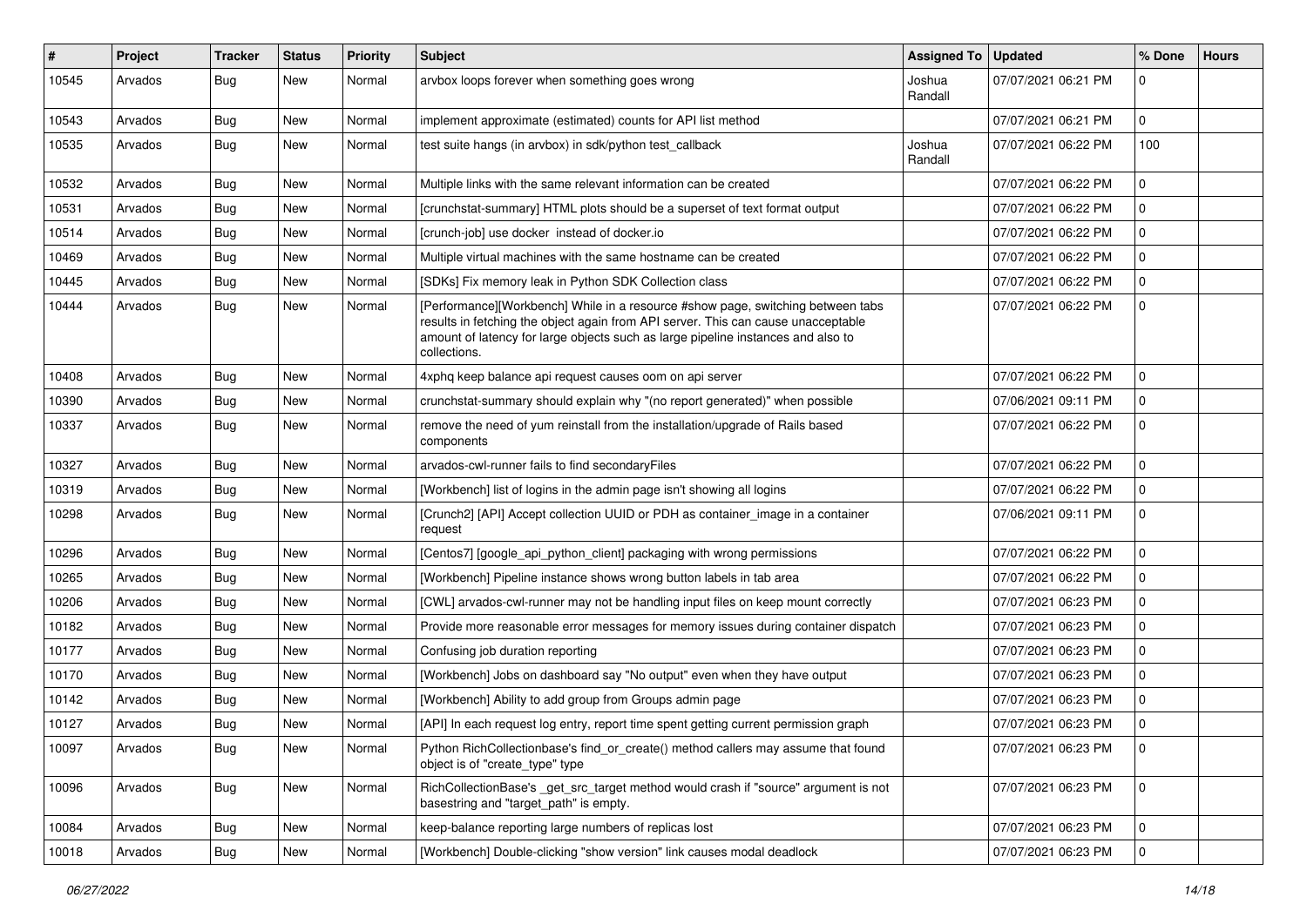| # | Project | Tracker | Status | Priority | Subject | Assigned To | Updated | % Done | Hours |
|---|---|---|---|---|---|---|---|---|---|
| 10545 | Arvados | Bug | New | Normal | arvbox loops forever when something goes wrong | Joshua Randall | 07/07/2021 06:21 PM | 0 | |
| 10543 | Arvados | Bug | New | Normal | implement approximate (estimated) counts for API list method | | 07/07/2021 06:21 PM | 0 | |
| 10535 | Arvados | Bug | New | Normal | test suite hangs (in arvbox) in sdk/python test_callback | Joshua Randall | 07/07/2021 06:22 PM | 100 | |
| 10532 | Arvados | Bug | New | Normal | Multiple links with the same relevant information can be created | | 07/07/2021 06:22 PM | 0 | |
| 10531 | Arvados | Bug | New | Normal | [crunchstat-summary] HTML plots should be a superset of text format output | | 07/07/2021 06:22 PM | 0 | |
| 10514 | Arvados | Bug | New | Normal | [crunch-job] use docker instead of docker.io | | 07/07/2021 06:22 PM | 0 | |
| 10469 | Arvados | Bug | New | Normal | Multiple virtual machines with the same hostname can be created | | 07/07/2021 06:22 PM | 0 | |
| 10445 | Arvados | Bug | New | Normal | [SDKs] Fix memory leak in Python SDK Collection class | | 07/07/2021 06:22 PM | 0 | |
| 10444 | Arvados | Bug | New | Normal | [Performance][Workbench] While in a resource #show page, switching between tabs results in fetching the object again from API server. This can cause unacceptable amount of latency for large objects such as large pipeline instances and also to collections. | | 07/07/2021 06:22 PM | 0 | |
| 10408 | Arvados | Bug | New | Normal | 4xphq keep balance api request causes oom on api server | | 07/07/2021 06:22 PM | 0 | |
| 10390 | Arvados | Bug | New | Normal | crunchstat-summary should explain why "(no report generated)" when possible | | 07/06/2021 09:11 PM | 0 | |
| 10337 | Arvados | Bug | New | Normal | remove the need of yum reinstall from the installation/upgrade of Rails based components | | 07/07/2021 06:22 PM | 0 | |
| 10327 | Arvados | Bug | New | Normal | arvados-cwl-runner fails to find secondaryFiles | | 07/07/2021 06:22 PM | 0 | |
| 10319 | Arvados | Bug | New | Normal | [Workbench] list of logins in the admin page isn't showing all logins | | 07/07/2021 06:22 PM | 0 | |
| 10298 | Arvados | Bug | New | Normal | [Crunch2] [API] Accept collection UUID or PDH as container_image in a container request | | 07/06/2021 09:11 PM | 0 | |
| 10296 | Arvados | Bug | New | Normal | [Centos7] [google_api_python_client] packaging with wrong permissions | | 07/07/2021 06:22 PM | 0 | |
| 10265 | Arvados | Bug | New | Normal | [Workbench] Pipeline instance shows wrong button labels in tab area | | 07/07/2021 06:22 PM | 0 | |
| 10206 | Arvados | Bug | New | Normal | [CWL] arvados-cwl-runner may not be handling input files on keep mount correctly | | 07/07/2021 06:23 PM | 0 | |
| 10182 | Arvados | Bug | New | Normal | Provide more reasonable error messages for memory issues during container dispatch | | 07/07/2021 06:23 PM | 0 | |
| 10177 | Arvados | Bug | New | Normal | Confusing job duration reporting | | 07/07/2021 06:23 PM | 0 | |
| 10170 | Arvados | Bug | New | Normal | [Workbench] Jobs on dashboard say "No output" even when they have output | | 07/07/2021 06:23 PM | 0 | |
| 10142 | Arvados | Bug | New | Normal | [Workbench] Ability to add group from Groups admin page | | 07/07/2021 06:23 PM | 0 | |
| 10127 | Arvados | Bug | New | Normal | [API] In each request log entry, report time spent getting current permission graph | | 07/07/2021 06:23 PM | 0 | |
| 10097 | Arvados | Bug | New | Normal | Python RichCollectionbase's find_or_create() method callers may assume that found object is of "create_type" type | | 07/07/2021 06:23 PM | 0 | |
| 10096 | Arvados | Bug | New | Normal | RichCollectionBase's _get_src_target method would crash if "source" argument is not basestring and "target_path" is empty. | | 07/07/2021 06:23 PM | 0 | |
| 10084 | Arvados | Bug | New | Normal | keep-balance reporting large numbers of replicas lost | | 07/07/2021 06:23 PM | 0 | |
| 10018 | Arvados | Bug | New | Normal | [Workbench] Double-clicking "show version" link causes modal deadlock | | 07/07/2021 06:23 PM | 0 | |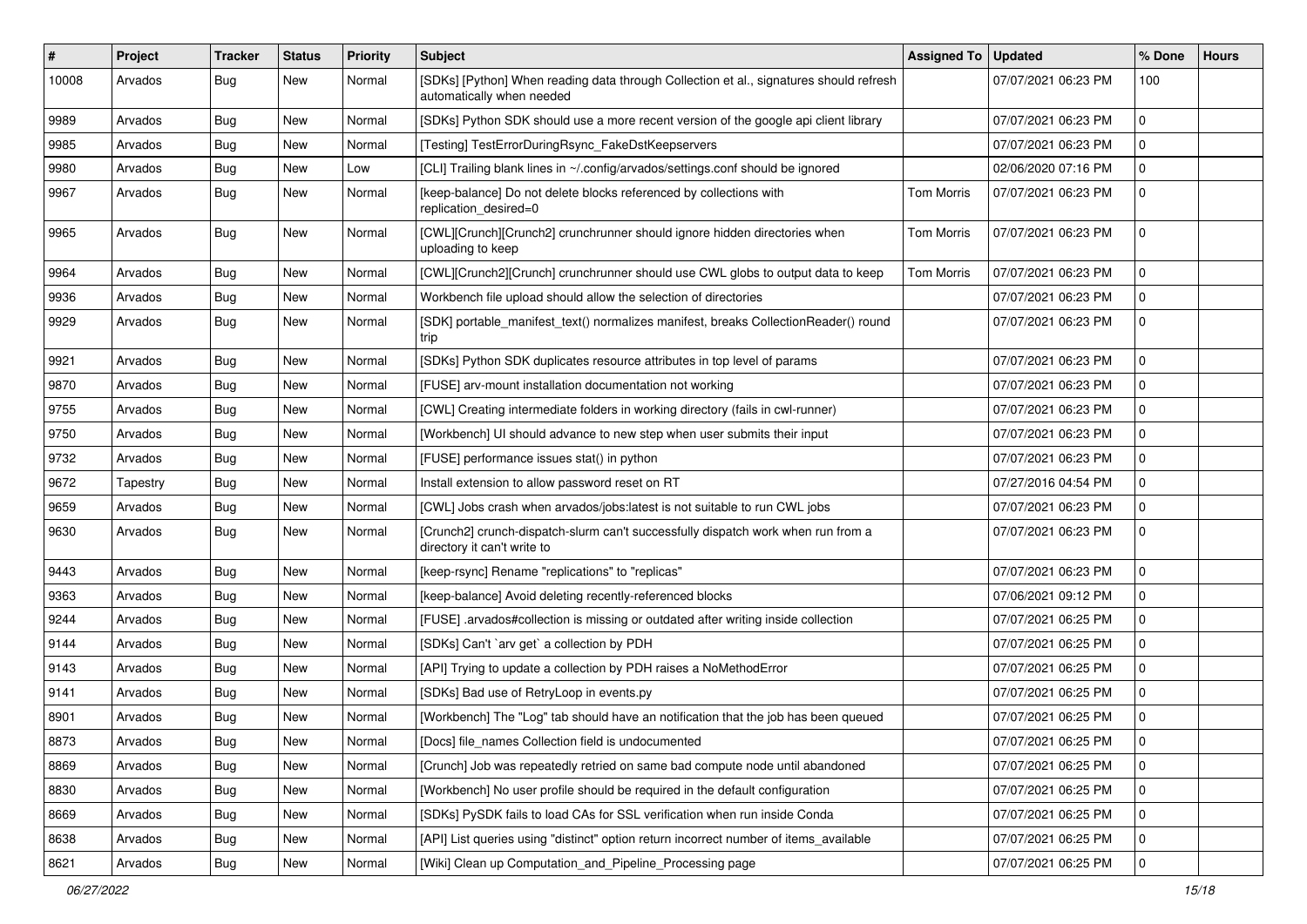| # | Project | Tracker | Status | Priority | Subject | Assigned To | Updated | % Done | Hours |
|---|---|---|---|---|---|---|---|---|---|
| 10008 | Arvados | Bug | New | Normal | [SDKs] [Python] When reading data through Collection et al., signatures should refresh automatically when needed | | 07/07/2021 06:23 PM | 100 | |
| 9989 | Arvados | Bug | New | Normal | [SDKs] Python SDK should use a more recent version of the google api client library | | 07/07/2021 06:23 PM | 0 | |
| 9985 | Arvados | Bug | New | Normal | [Testing] TestErrorDuringRsync_FakeDstKeepservers | | 07/07/2021 06:23 PM | 0 | |
| 9980 | Arvados | Bug | New | Low | [CLI] Trailing blank lines in ~/.config/arvados/settings.conf should be ignored | | 02/06/2020 07:16 PM | 0 | |
| 9967 | Arvados | Bug | New | Normal | [keep-balance] Do not delete blocks referenced by collections with replication_desired=0 | Tom Morris | 07/07/2021 06:23 PM | 0 | |
| 9965 | Arvados | Bug | New | Normal | [CWL][Crunch][Crunch2] crunchrunner should ignore hidden directories when uploading to keep | Tom Morris | 07/07/2021 06:23 PM | 0 | |
| 9964 | Arvados | Bug | New | Normal | [CWL][Crunch2][Crunch] crunchrunner should use CWL globs to output data to keep | Tom Morris | 07/07/2021 06:23 PM | 0 | |
| 9936 | Arvados | Bug | New | Normal | Workbench file upload should allow the selection of directories | | 07/07/2021 06:23 PM | 0 | |
| 9929 | Arvados | Bug | New | Normal | [SDK] portable_manifest_text() normalizes manifest, breaks CollectionReader() round trip | | 07/07/2021 06:23 PM | 0 | |
| 9921 | Arvados | Bug | New | Normal | [SDKs] Python SDK duplicates resource attributes in top level of params | | 07/07/2021 06:23 PM | 0 | |
| 9870 | Arvados | Bug | New | Normal | [FUSE] arv-mount installation documentation not working | | 07/07/2021 06:23 PM | 0 | |
| 9755 | Arvados | Bug | New | Normal | [CWL] Creating intermediate folders in working directory (fails in cwl-runner) | | 07/07/2021 06:23 PM | 0 | |
| 9750 | Arvados | Bug | New | Normal | [Workbench] UI should advance to new step when user submits their input | | 07/07/2021 06:23 PM | 0 | |
| 9732 | Arvados | Bug | New | Normal | [FUSE] performance issues stat() in python | | 07/07/2021 06:23 PM | 0 | |
| 9672 | Tapestry | Bug | New | Normal | Install extension to allow password reset on RT | | 07/27/2016 04:54 PM | 0 | |
| 9659 | Arvados | Bug | New | Normal | [CWL] Jobs crash when arvados/jobs:latest is not suitable to run CWL jobs | | 07/07/2021 06:23 PM | 0 | |
| 9630 | Arvados | Bug | New | Normal | [Crunch2] crunch-dispatch-slurm can't successfully dispatch work when run from a directory it can't write to | | 07/07/2021 06:23 PM | 0 | |
| 9443 | Arvados | Bug | New | Normal | [keep-rsync] Rename "replications" to "replicas" | | 07/07/2021 06:23 PM | 0 | |
| 9363 | Arvados | Bug | New | Normal | [keep-balance] Avoid deleting recently-referenced blocks | | 07/06/2021 09:12 PM | 0 | |
| 9244 | Arvados | Bug | New | Normal | [FUSE] .arvados#collection is missing or outdated after writing inside collection | | 07/07/2021 06:25 PM | 0 | |
| 9144 | Arvados | Bug | New | Normal | [SDKs] Can't `arv get` a collection by PDH | | 07/07/2021 06:25 PM | 0 | |
| 9143 | Arvados | Bug | New | Normal | [API] Trying to update a collection by PDH raises a NoMethodError | | 07/07/2021 06:25 PM | 0 | |
| 9141 | Arvados | Bug | New | Normal | [SDKs] Bad use of RetryLoop in events.py | | 07/07/2021 06:25 PM | 0 | |
| 8901 | Arvados | Bug | New | Normal | [Workbench] The "Log" tab should have an notification that the job has been queued | | 07/07/2021 06:25 PM | 0 | |
| 8873 | Arvados | Bug | New | Normal | [Docs] file_names Collection field is undocumented | | 07/07/2021 06:25 PM | 0 | |
| 8869 | Arvados | Bug | New | Normal | [Crunch] Job was repeatedly retried on same bad compute node until abandoned | | 07/07/2021 06:25 PM | 0 | |
| 8830 | Arvados | Bug | New | Normal | [Workbench] No user profile should be required in the default configuration | | 07/07/2021 06:25 PM | 0 | |
| 8669 | Arvados | Bug | New | Normal | [SDKs] PySDK fails to load CAs for SSL verification when run inside Conda | | 07/07/2021 06:25 PM | 0 | |
| 8638 | Arvados | Bug | New | Normal | [API] List queries using "distinct" option return incorrect number of items_available | | 07/07/2021 06:25 PM | 0 | |
| 8621 | Arvados | Bug | New | Normal | [Wiki] Clean up Computation_and_Pipeline_Processing page | | 07/07/2021 06:25 PM | 0 | |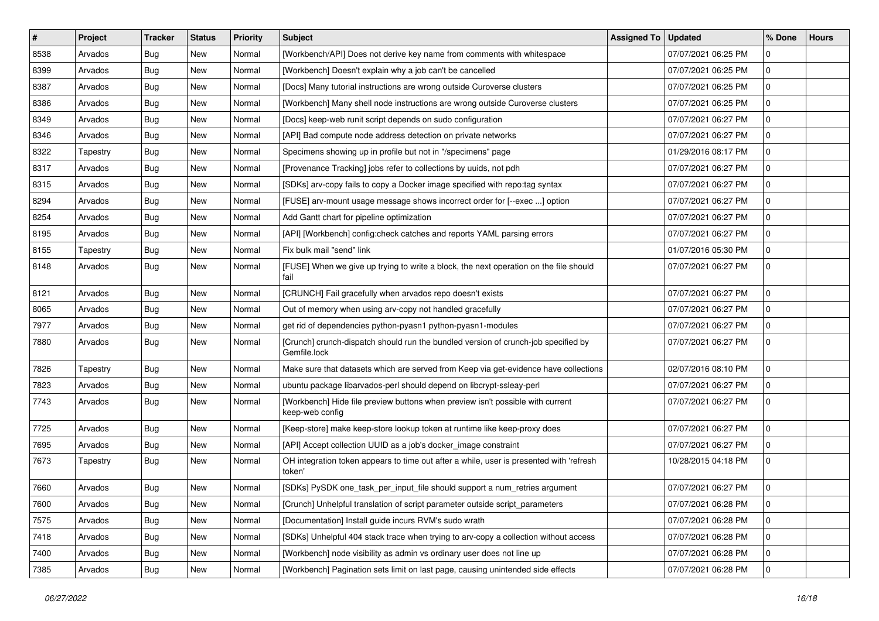| # | Project | Tracker | Status | Priority | Subject | Assigned To | Updated | % Done | Hours |
|---|---|---|---|---|---|---|---|---|---|
| 8538 | Arvados | Bug | New | Normal | [Workbench/API] Does not derive key name from comments with whitespace | | 07/07/2021 06:25 PM | 0 | |
| 8399 | Arvados | Bug | New | Normal | [Workbench] Doesn't explain why a job can't be cancelled | | 07/07/2021 06:25 PM | 0 | |
| 8387 | Arvados | Bug | New | Normal | [Docs] Many tutorial instructions are wrong outside Curoverse clusters | | 07/07/2021 06:25 PM | 0 | |
| 8386 | Arvados | Bug | New | Normal | [Workbench] Many shell node instructions are wrong outside Curoverse clusters | | 07/07/2021 06:25 PM | 0 | |
| 8349 | Arvados | Bug | New | Normal | [Docs] keep-web runit script depends on sudo configuration | | 07/07/2021 06:27 PM | 0 | |
| 8346 | Arvados | Bug | New | Normal | [API] Bad compute node address detection on private networks | | 07/07/2021 06:27 PM | 0 | |
| 8322 | Tapestry | Bug | New | Normal | Specimens showing up in profile but not in "/specimens" page | | 01/29/2016 08:17 PM | 0 | |
| 8317 | Arvados | Bug | New | Normal | [Provenance Tracking] jobs refer to collections by uuids, not pdh | | 07/07/2021 06:27 PM | 0 | |
| 8315 | Arvados | Bug | New | Normal | [SDKs] arv-copy fails to copy a Docker image specified with repo:tag syntax | | 07/07/2021 06:27 PM | 0 | |
| 8294 | Arvados | Bug | New | Normal | [FUSE] arv-mount usage message shows incorrect order for [--exec ...] option | | 07/07/2021 06:27 PM | 0 | |
| 8254 | Arvados | Bug | New | Normal | Add Gantt chart for pipeline optimization | | 07/07/2021 06:27 PM | 0 | |
| 8195 | Arvados | Bug | New | Normal | [API] [Workbench] config:check catches and reports YAML parsing errors | | 07/07/2021 06:27 PM | 0 | |
| 8155 | Tapestry | Bug | New | Normal | Fix bulk mail "send" link | | 01/07/2016 05:30 PM | 0 | |
| 8148 | Arvados | Bug | New | Normal | [FUSE] When we give up trying to write a block, the next operation on the file should fail | | 07/07/2021 06:27 PM | 0 | |
| 8121 | Arvados | Bug | New | Normal | [CRUNCH] Fail gracefully when arvados repo doesn't exists | | 07/07/2021 06:27 PM | 0 | |
| 8065 | Arvados | Bug | New | Normal | Out of memory when using arv-copy not handled gracefully | | 07/07/2021 06:27 PM | 0 | |
| 7977 | Arvados | Bug | New | Normal | get rid of dependencies python-pyasn1 python-pyasn1-modules | | 07/07/2021 06:27 PM | 0 | |
| 7880 | Arvados | Bug | New | Normal | [Crunch] crunch-dispatch should run the bundled version of crunch-job specified by Gemfile.lock | | 07/07/2021 06:27 PM | 0 | |
| 7826 | Tapestry | Bug | New | Normal | Make sure that datasets which are served from Keep via get-evidence have collections | | 02/07/2016 08:10 PM | 0 | |
| 7823 | Arvados | Bug | New | Normal | ubuntu package libarvados-perl should depend on libcrypt-ssleay-perl | | 07/07/2021 06:27 PM | 0 | |
| 7743 | Arvados | Bug | New | Normal | [Workbench] Hide file preview buttons when preview isn't possible with current keep-web config | | 07/07/2021 06:27 PM | 0 | |
| 7725 | Arvados | Bug | New | Normal | [Keep-store] make keep-store lookup token at runtime like keep-proxy does | | 07/07/2021 06:27 PM | 0 | |
| 7695 | Arvados | Bug | New | Normal | [API] Accept collection UUID as a job's docker_image constraint | | 07/07/2021 06:27 PM | 0 | |
| 7673 | Tapestry | Bug | New | Normal | OH integration token appears to time out after a while, user is presented with 'refresh token' | | 10/28/2015 04:18 PM | 0 | |
| 7660 | Arvados | Bug | New | Normal | [SDKs] PySDK one_task_per_input_file should support a num_retries argument | | 07/07/2021 06:27 PM | 0 | |
| 7600 | Arvados | Bug | New | Normal | [Crunch] Unhelpful translation of script parameter outside script_parameters | | 07/07/2021 06:28 PM | 0 | |
| 7575 | Arvados | Bug | New | Normal | [Documentation] Install guide incurs RVM's sudo wrath | | 07/07/2021 06:28 PM | 0 | |
| 7418 | Arvados | Bug | New | Normal | [SDKs] Unhelpful 404 stack trace when trying to arv-copy a collection without access | | 07/07/2021 06:28 PM | 0 | |
| 7400 | Arvados | Bug | New | Normal | [Workbench] node visibility as admin vs ordinary user does not line up | | 07/07/2021 06:28 PM | 0 | |
| 7385 | Arvados | Bug | New | Normal | [Workbench] Pagination sets limit on last page, causing unintended side effects | | 07/07/2021 06:28 PM | 0 | |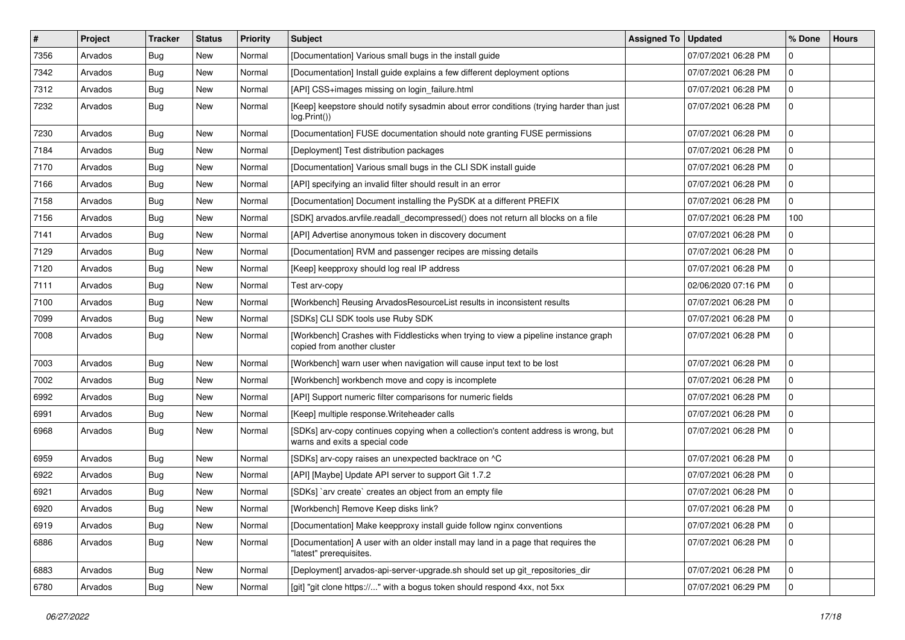| # | Project | Tracker | Status | Priority | Subject | Assigned To | Updated | % Done | Hours |
|---|---|---|---|---|---|---|---|---|---|
| 7356 | Arvados | Bug | New | Normal | [Documentation] Various small bugs in the install guide | | 07/07/2021 06:28 PM | 0 | |
| 7342 | Arvados | Bug | New | Normal | [Documentation] Install guide explains a few different deployment options | | 07/07/2021 06:28 PM | 0 | |
| 7312 | Arvados | Bug | New | Normal | [API] CSS+images missing on login_failure.html | | 07/07/2021 06:28 PM | 0 | |
| 7232 | Arvados | Bug | New | Normal | [Keep] keepstore should notify sysadmin about error conditions (trying harder than just log.Print()) | | 07/07/2021 06:28 PM | 0 | |
| 7230 | Arvados | Bug | New | Normal | [Documentation] FUSE documentation should note granting FUSE permissions | | 07/07/2021 06:28 PM | 0 | |
| 7184 | Arvados | Bug | New | Normal | [Deployment] Test distribution packages | | 07/07/2021 06:28 PM | 0 | |
| 7170 | Arvados | Bug | New | Normal | [Documentation] Various small bugs in the CLI SDK install guide | | 07/07/2021 06:28 PM | 0 | |
| 7166 | Arvados | Bug | New | Normal | [API] specifying an invalid filter should result in an error | | 07/07/2021 06:28 PM | 0 | |
| 7158 | Arvados | Bug | New | Normal | [Documentation] Document installing the PySDK at a different PREFIX | | 07/07/2021 06:28 PM | 0 | |
| 7156 | Arvados | Bug | New | Normal | [SDK] arvados.arvfile.readall_decompressed() does not return all blocks on a file | | 07/07/2021 06:28 PM | 100 | |
| 7141 | Arvados | Bug | New | Normal | [API] Advertise anonymous token in discovery document | | 07/07/2021 06:28 PM | 0 | |
| 7129 | Arvados | Bug | New | Normal | [Documentation] RVM and passenger recipes are missing details | | 07/07/2021 06:28 PM | 0 | |
| 7120 | Arvados | Bug | New | Normal | [Keep] keepproxy should log real IP address | | 07/07/2021 06:28 PM | 0 | |
| 7111 | Arvados | Bug | New | Normal | Test arv-copy | | 02/06/2020 07:16 PM | 0 | |
| 7100 | Arvados | Bug | New | Normal | [Workbench] Reusing ArvadosResourceList results in inconsistent results | | 07/07/2021 06:28 PM | 0 | |
| 7099 | Arvados | Bug | New | Normal | [SDKs] CLI SDK tools use Ruby SDK | | 07/07/2021 06:28 PM | 0 | |
| 7008 | Arvados | Bug | New | Normal | [Workbench] Crashes with Fiddlesticks when trying to view a pipeline instance graph copied from another cluster | | 07/07/2021 06:28 PM | 0 | |
| 7003 | Arvados | Bug | New | Normal | [Workbench] warn user when navigation will cause input text to be lost | | 07/07/2021 06:28 PM | 0 | |
| 7002 | Arvados | Bug | New | Normal | [Workbench] workbench move and copy is incomplete | | 07/07/2021 06:28 PM | 0 | |
| 6992 | Arvados | Bug | New | Normal | [API] Support numeric filter comparisons for numeric fields | | 07/07/2021 06:28 PM | 0 | |
| 6991 | Arvados | Bug | New | Normal | [Keep] multiple response.Writeheader calls | | 07/07/2021 06:28 PM | 0 | |
| 6968 | Arvados | Bug | New | Normal | [SDKs] arv-copy continues copying when a collection's content address is wrong, but warns and exits a special code | | 07/07/2021 06:28 PM | 0 | |
| 6959 | Arvados | Bug | New | Normal | [SDKs] arv-copy raises an unexpected backtrace on ^C | | 07/07/2021 06:28 PM | 0 | |
| 6922 | Arvados | Bug | New | Normal | [API] [Maybe] Update API server to support Git 1.7.2 | | 07/07/2021 06:28 PM | 0 | |
| 6921 | Arvados | Bug | New | Normal | [SDKs] `arv create` creates an object from an empty file | | 07/07/2021 06:28 PM | 0 | |
| 6920 | Arvados | Bug | New | Normal | [Workbench] Remove Keep disks link? | | 07/07/2021 06:28 PM | 0 | |
| 6919 | Arvados | Bug | New | Normal | [Documentation] Make keepproxy install guide follow nginx conventions | | 07/07/2021 06:28 PM | 0 | |
| 6886 | Arvados | Bug | New | Normal | [Documentation] A user with an older install may land in a page that requires the "latest" prerequisites. | | 07/07/2021 06:28 PM | 0 | |
| 6883 | Arvados | Bug | New | Normal | [Deployment] arvados-api-server-upgrade.sh should set up git_repositories_dir | | 07/07/2021 06:28 PM | 0 | |
| 6780 | Arvados | Bug | New | Normal | [git] "git clone https://..." with a bogus token should respond 4xx, not 5xx | | 07/07/2021 06:29 PM | 0 | |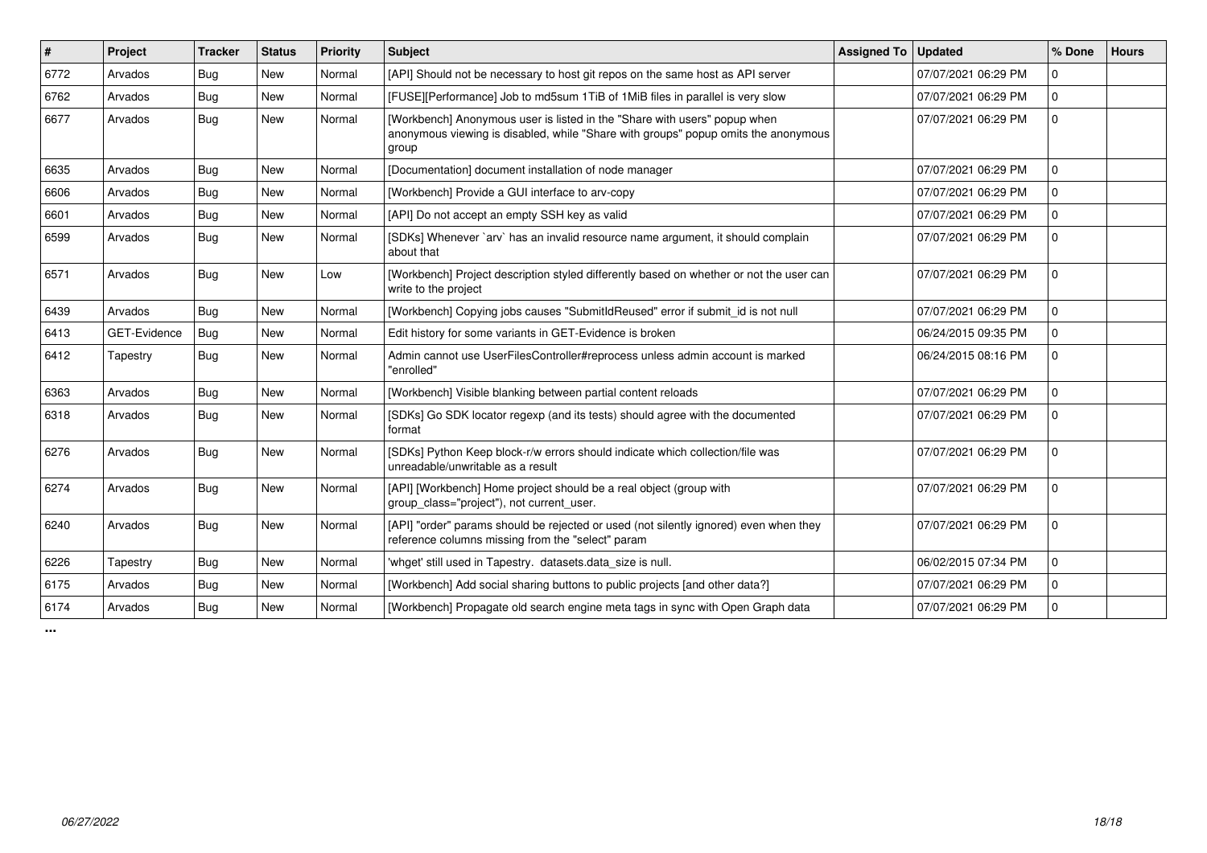| # | Project | Tracker | Status | Priority | Subject | Assigned To | Updated | % Done | Hours |
|---|---|---|---|---|---|---|---|---|---|
| 6772 | Arvados | Bug | New | Normal | [API] Should not be necessary to host git repos on the same host as API server | | 07/07/2021 06:29 PM | 0 | |
| 6762 | Arvados | Bug | New | Normal | [FUSE][Performance] Job to md5sum 1TiB of 1MiB files in parallel is very slow | | 07/07/2021 06:29 PM | 0 | |
| 6677 | Arvados | Bug | New | Normal | [Workbench] Anonymous user is listed in the "Share with users" popup when anonymous viewing is disabled, while "Share with groups" popup omits the anonymous group | | 07/07/2021 06:29 PM | 0 | |
| 6635 | Arvados | Bug | New | Normal | [Documentation] document installation of node manager | | 07/07/2021 06:29 PM | 0 | |
| 6606 | Arvados | Bug | New | Normal | [Workbench] Provide a GUI interface to arv-copy | | 07/07/2021 06:29 PM | 0 | |
| 6601 | Arvados | Bug | New | Normal | [API] Do not accept an empty SSH key as valid | | 07/07/2021 06:29 PM | 0 | |
| 6599 | Arvados | Bug | New | Normal | [SDKs] Whenever `arv` has an invalid resource name argument, it should complain about that | | 07/07/2021 06:29 PM | 0 | |
| 6571 | Arvados | Bug | New | Low | [Workbench] Project description styled differently based on whether or not the user can write to the project | | 07/07/2021 06:29 PM | 0 | |
| 6439 | Arvados | Bug | New | Normal | [Workbench] Copying jobs causes "SubmitIdReused" error if submit_id is not null | | 07/07/2021 06:29 PM | 0 | |
| 6413 | GET-Evidence | Bug | New | Normal | Edit history for some variants in GET-Evidence is broken | | 06/24/2015 09:35 PM | 0 | |
| 6412 | Tapestry | Bug | New | Normal | Admin cannot use UserFilesController#reprocess unless admin account is marked "enrolled" | | 06/24/2015 08:16 PM | 0 | |
| 6363 | Arvados | Bug | New | Normal | [Workbench] Visible blanking between partial content reloads | | 07/07/2021 06:29 PM | 0 | |
| 6318 | Arvados | Bug | New | Normal | [SDKs] Go SDK locator regexp (and its tests) should agree with the documented format | | 07/07/2021 06:29 PM | 0 | |
| 6276 | Arvados | Bug | New | Normal | [SDKs] Python Keep block-r/w errors should indicate which collection/file was unreadable/unwritable as a result | | 07/07/2021 06:29 PM | 0 | |
| 6274 | Arvados | Bug | New | Normal | [API] [Workbench] Home project should be a real object (group with group_class="project"), not current_user. | | 07/07/2021 06:29 PM | 0 | |
| 6240 | Arvados | Bug | New | Normal | [API] "order" params should be rejected or used (not silently ignored) even when they reference columns missing from the "select" param | | 07/07/2021 06:29 PM | 0 | |
| 6226 | Tapestry | Bug | New | Normal | 'whget' still used in Tapestry. datasets.data_size is null. | | 06/02/2015 07:34 PM | 0 | |
| 6175 | Arvados | Bug | New | Normal | [Workbench] Add social sharing buttons to public projects [and other data?] | | 07/07/2021 06:29 PM | 0 | |
| 6174 | Arvados | Bug | New | Normal | [Workbench] Propagate old search engine meta tags in sync with Open Graph data | | 07/07/2021 06:29 PM | 0 | |

...